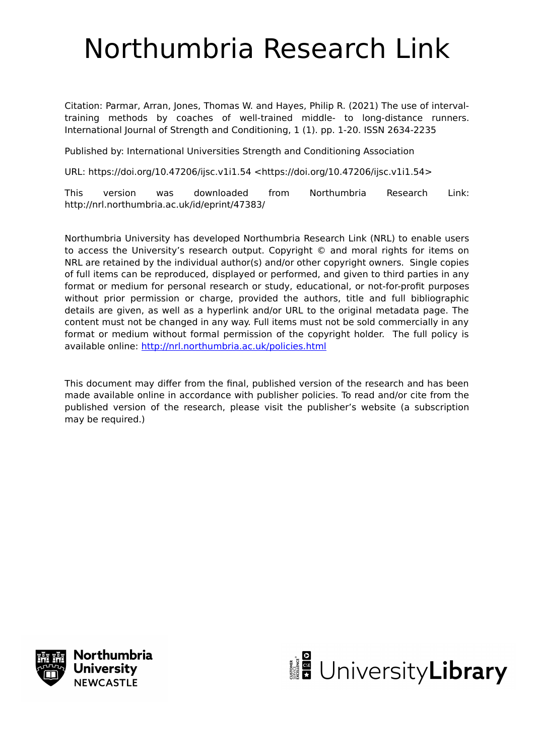# Northumbria Research Link

Citation: Parmar, Arran, Jones, Thomas W. and Hayes, Philip R. (2021) The use of interval-training methods by coaches of well-trained middle- to long-distance runners. International Journal of Strength and Conditioning, 1 (1). pp. 1-20. ISSN 2634-2235

Published by: International Universities Strength and Conditioning Association

URL: https://doi.org/10.47206/ijsc.v1i1.54 <https://doi.org/10.47206/ijsc.v1i1.54>

This version was downloaded from Northumbria Research Link: http://nrl.northumbria.ac.uk/id/eprint/47383/

Northumbria University has developed Northumbria Research Link (NRL) to enable users to access the University's research output. Copyright © and moral rights for items on NRL are retained by the individual author(s) and/or other copyright owners. Single copies of full items can be reproduced, displayed or performed, and given to third parties in any format or medium for personal research or study, educational, or not-for-profit purposes without prior permission or charge, provided the authors, title and full bibliographic details are given, as well as a hyperlink and/or URL to the original metadata page. The content must not be changed in any way. Full items must not be sold commercially in any format or medium without formal permission of the copyright holder. The full policy is available online: [http://nrl.northumbria.ac.uk/policies.html](http://nrl.northumbria.ac.uk/policies.html)

This document may differ from the final, published version of the research and has been made available online in accordance with publisher policies. To read and/or cite from the published version of the research, please visit the publisher's website (a subscription may be required.)

Northumbria University NEWCASTLE

UniversityLibrary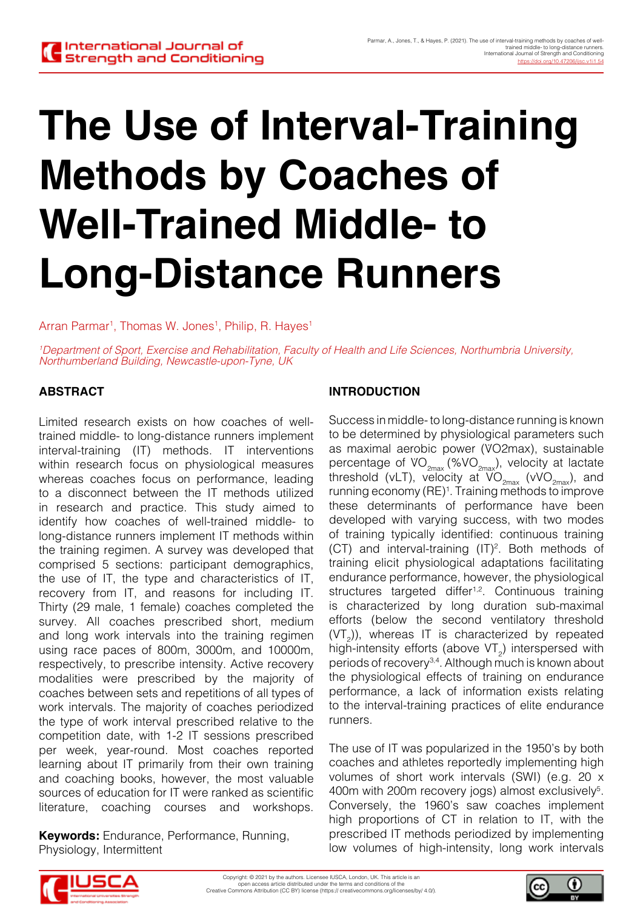# The Use of Interval-Training Methods by Coaches of Well-Trained Middle- to Long-Distance Runners

Arran Parmar[1], Thomas W. Jones[1], Philip, R. Hayes[1]

*[1]Department of Sport, Exercise and Rehabilitation, Faculty of Health and Life Sciences, Northumbria University, Northumberland Building, Newcastle-upon-Tyne, UK*

## ABSTRACT

Limited research exists on how coaches of well-trained middle- to long-distance runners implement interval-training (IT) methods. IT interventions within research focus on physiological measures whereas coaches focus on performance, leading to a disconnect between the IT methods utilized in research and practice. This study aimed to identify how coaches of well-trained middle- to long-distance runners implement IT methods within the training regimen. A survey was developed that comprised 5 sections: participant demographics, the use of IT, the type and characteristics of IT, recovery from IT, and reasons for including IT. Thirty (29 male, 1 female) coaches completed the survey. All coaches prescribed short, medium and long work intervals into the training regimen using race paces of 800m, 3000m, and 10000m, respectively, to prescribe intensity. Active recovery modalities were prescribed by the majority of coaches between sets and repetitions of all types of work intervals. The majority of coaches periodized the type of work interval prescribed relative to the competition date, with 1-2 IT sessions prescribed per week, year-round. Most coaches reported learning about IT primarily from their own training and coaching books, however, the most valuable sources of education for IT were ranked as scientific literature, coaching courses and workshops.

**Keywords:** Endurance, Performance, Running, Physiology, Intermittent

## INTRODUCTION

Success in middle- to long-distance running is known to be determined by physiological parameters such as maximal aerobic power (VO2max), sustainable percentage of $VO_{2max}$ ($\%VO_{2max}$), velocity at lactate threshold (vLT), velocity at $VO_{2max}$ ($vVO_{2max}$), and running economy (RE)[1]. Training methods to improve these determinants of performance have been developed with varying success, with two modes of training typically identified: continuous training (CT) and interval-training (IT)[2]. Both methods of training elicit physiological adaptations facilitating endurance performance, however, the physiological structures targeted differ[1,2]. Continuous training is characterized by long duration sub-maximal efforts (below the second ventilatory threshold ($VT_2$)), whereas IT is characterized by repeated high-intensity efforts (above $VT_2$) interspersed with periods of recovery[3,4]. Although much is known about the physiological effects of training on endurance performance, a lack of information exists relating to the interval-training practices of elite endurance runners.

The use of IT was popularized in the 1950's by both coaches and athletes reportedly implementing high volumes of short work intervals (SWI) (e.g. 20 x 400m with 200m recovery jogs) almost exclusively[5]. Conversely, the 1960's saw coaches implement high proportions of CT in relation to IT, with the prescribed IT methods periodized by implementing low volumes of high-intensity, long work intervals

Copyright: © 2021 by the authors. Licensee IUSCA, London, UK. This article is an open access article distributed under the terms and conditions of the Creative Commons Attribution (CC BY) license (https:// creativecommons.org/licenses/by/ 4.0/).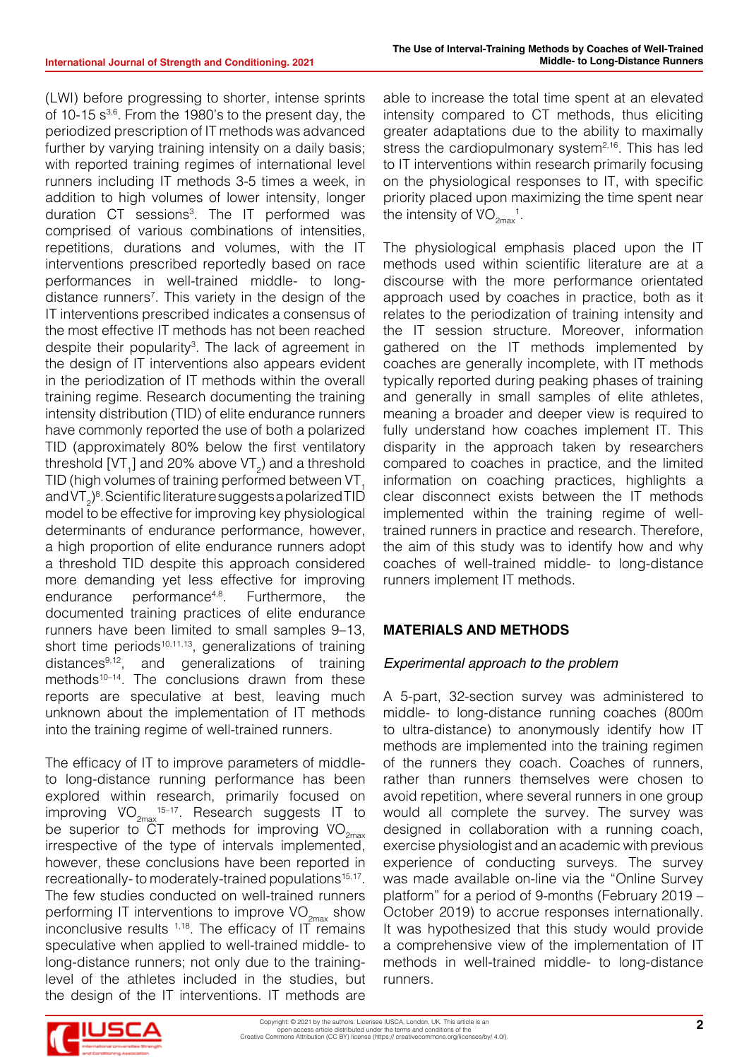(LWI) before progressing to shorter, intense sprints of 10-15 s[3,6]. From the 1980's to the present day, the periodized prescription of IT methods was advanced further by varying training intensity on a daily basis; with reported training regimes of international level runners including IT methods 3-5 times a week, in addition to high volumes of lower intensity, longer duration CT sessions[3]. The IT performed was comprised of various combinations of intensities, repetitions, durations and volumes, with the IT interventions prescribed reportedly based on race performances in well-trained middle- to long-distance runners[7]. This variety in the design of the IT interventions prescribed indicates a consensus of the most effective IT methods has not been reached despite their popularity[3]. The lack of agreement in the design of IT interventions also appears evident in the periodization of IT methods within the overall training regime. Research documenting the training intensity distribution (TID) of elite endurance runners have commonly reported the use of both a polarized TID (approximately 80% below the first ventilatory threshold [$VT_1$] and 20% above $VT_2$) and a threshold TID (high volumes of training performed between $VT_1$ and $VT_2$)[8]. Scientific literature suggests a polarized TID model to be effective for improving key physiological determinants of endurance performance, however, a high proportion of elite endurance runners adopt a threshold TID despite this approach considered more demanding yet less effective for improving endurance performance[4,8]. Furthermore, the documented training practices of elite endurance runners have been limited to small samples 9–13, short time periods[10,11,13], generalizations of training distances[9,12], and generalizations of training methods[10–14]. The conclusions drawn from these reports are speculative at best, leaving much unknown about the implementation of IT methods into the training regime of well-trained runners.

The efficacy of IT to improve parameters of middle- to long-distance running performance has been explored within research, primarily focused on improving $VO_{2max}$[15–17]. Research suggests IT to be superior to CT methods for improving $VO_{2max}$ irrespective of the type of intervals implemented, however, these conclusions have been reported in recreationally- to moderately-trained populations[15,17]. The few studies conducted on well-trained runners performing IT interventions to improve $VO_{2max}$ show inconclusive results [1,18]. The efficacy of IT remains speculative when applied to well-trained middle- to long-distance runners; not only due to the training-level of the athletes included in the studies, but the design of the IT interventions. IT methods are able to increase the total time spent at an elevated intensity compared to CT methods, thus eliciting greater adaptations due to the ability to maximally stress the cardiopulmonary system[2,16]. This has led to IT interventions within research primarily focusing on the physiological responses to IT, with specific priority placed upon maximizing the time spent near the intensity of $VO_{2max}$[1].

The physiological emphasis placed upon the IT methods used within scientific literature are at a discourse with the more performance orientated approach used by coaches in practice, both as it relates to the periodization of training intensity and the IT session structure. Moreover, information gathered on the IT methods implemented by coaches are generally incomplete, with IT methods typically reported during peaking phases of training and generally in small samples of elite athletes, meaning a broader and deeper view is required to fully understand how coaches implement IT. This disparity in the approach taken by researchers compared to coaches in practice, and the limited information on coaching practices, highlights a clear disconnect exists between the IT methods implemented within the training regime of well-trained runners in practice and research. Therefore, the aim of this study was to identify how and why coaches of well-trained middle- to long-distance runners implement IT methods.

## MATERIALS AND METHODS

### *Experimental approach to the problem*

A 5-part, 32-section survey was administered to middle- to long-distance running coaches (800m to ultra-distance) to anonymously identify how IT methods are implemented into the training regimen of the runners they coach. Coaches of runners, rather than runners themselves were chosen to avoid repetition, where several runners in one group would all complete the survey. The survey was designed in collaboration with a running coach, exercise physiologist and an academic with previous experience of conducting surveys. The survey was made available on-line via the "Online Survey platform" for a period of 9-months (February 2019 – October 2019) to accrue responses internationally. It was hypothesized that this study would provide a comprehensive view of the implementation of IT methods in well-trained middle- to long-distance runners.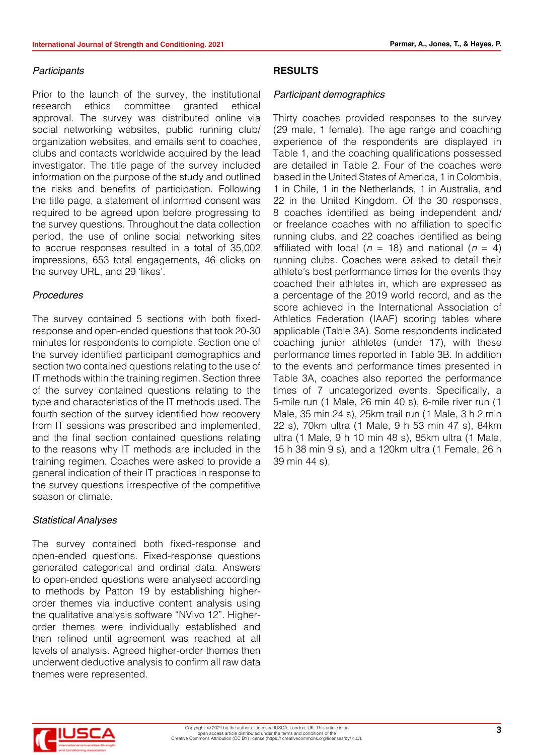### *Participants*

Prior to the launch of the survey, the institutional research ethics committee granted ethical approval. The survey was distributed online via social networking websites, public running club/organization websites, and emails sent to coaches, clubs and contacts worldwide acquired by the lead investigator. The title page of the survey included information on the purpose of the study and outlined the risks and benefits of participation. Following the title page, a statement of informed consent was required to be agreed upon before progressing to the survey questions. Throughout the data collection period, the use of online social networking sites to accrue responses resulted in a total of 35,002 impressions, 653 total engagements, 46 clicks on the survey URL, and 29 'likes'.

### *Procedures*

The survey contained 5 sections with both fixed-response and open-ended questions that took 20-30 minutes for respondents to complete. Section one of the survey identified participant demographics and section two contained questions relating to the use of IT methods within the training regimen. Section three of the survey contained questions relating to the type and characteristics of the IT methods used. The fourth section of the survey identified how recovery from IT sessions was prescribed and implemented, and the final section contained questions relating to the reasons why IT methods are included in the training regimen. Coaches were asked to provide a general indication of their IT practices in response to the survey questions irrespective of the competitive season or climate.

### *Statistical Analyses*

The survey contained both fixed-response and open-ended questions. Fixed-response questions generated categorical and ordinal data. Answers to open-ended questions were analysed according to methods by Patton 19 by establishing higher-order themes via inductive content analysis using the qualitative analysis software "NVivo 12". Higher-order themes were individually established and then refined until agreement was reached at all levels of analysis. Agreed higher-order themes then underwent deductive analysis to confirm all raw data themes were represented.

## RESULTS

### *Participant demographics*

Thirty coaches provided responses to the survey (29 male, 1 female). The age range and coaching experience of the respondents are displayed in Table 1, and the coaching qualifications possessed are detailed in Table 2. Four of the coaches were based in the United States of America, 1 in Colombia, 1 in Chile, 1 in the Netherlands, 1 in Australia, and 22 in the United Kingdom. Of the 30 responses, 8 coaches identified as being independent and/or freelance coaches with no affiliation to specific running clubs, and 22 coaches identified as being affiliated with local ($n$ = 18) and national ($n$ = 4) running clubs. Coaches were asked to detail their athlete's best performance times for the events they coached their athletes in, which are expressed as a percentage of the 2019 world record, and as the score achieved in the International Association of Athletics Federation (IAAF) scoring tables where applicable (Table 3A). Some respondents indicated coaching junior athletes (under 17), with these performance times reported in Table 3B. In addition to the events and performance times presented in Table 3A, coaches also reported the performance times of 7 uncategorized events. Specifically, a 5-mile run (1 Male, 26 min 40 s), 6-mile river run (1 Male, 35 min 24 s), 25km trail run (1 Male, 3 h 2 min 22 s), 70km ultra (1 Male, 9 h 53 min 47 s), 84km ultra (1 Male, 9 h 10 min 48 s), 85km ultra (1 Male, 15 h 38 min 9 s), and a 120km ultra (1 Female, 26 h 39 min 44 s).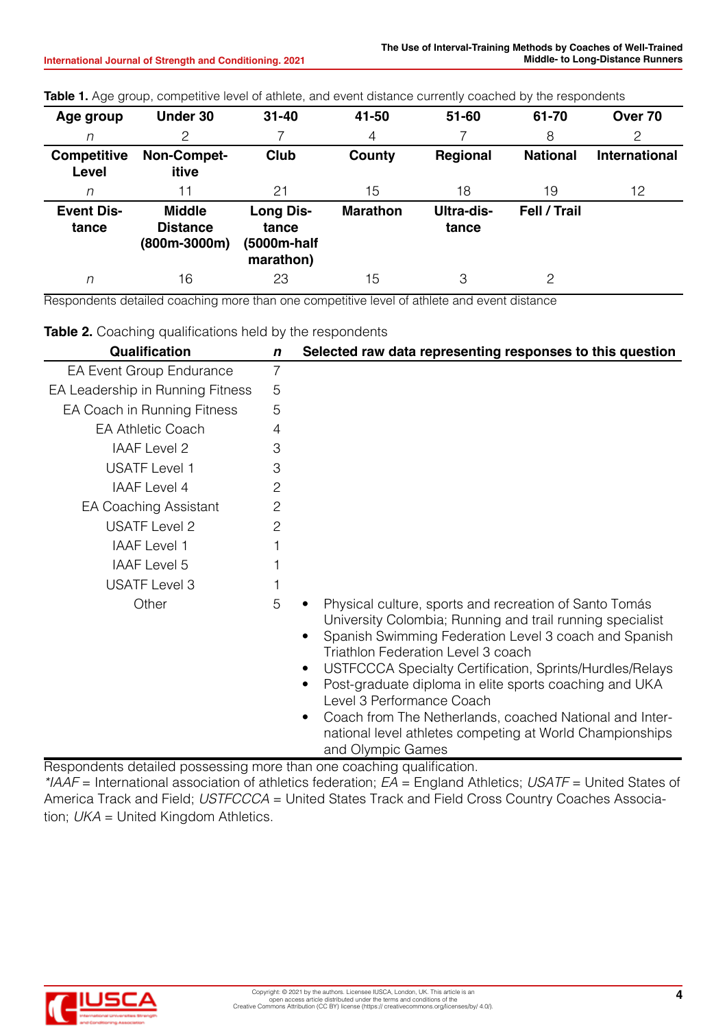**Table 1.** Age group, competitive level of athlete, and event distance currently coached by the respondents

| Age group | Under 30 | 31-40 | 41-50 | 51-60 | 61-70 | Over 70 |
|---|---|---|---|---|---|---|
| *n* | 2 | 7 | 4 | 7 | 8 | 2 |
| **Competitive Level** | **Non-Competitive** | **Club** | **County** | **Regional** | **National** | **International** |
| *n* | 11 | 21 | 15 | 18 | 19 | 12 |
| **Event Distance** | **Middle Distance (800m-3000m)** | **Long Distance (5000m-half marathon)** | **Marathon** | **Ultra-distance** | **Fell / Trail** | |
| *n* | 16 | 23 | 15 | 3 | 2 | |

Respondents detailed coaching more than one competitive level of athlete and event distance

**Table 2.** Coaching qualifications held by the respondents

| Qualification | *n* | Selected raw data representing responses to this question |
|---|---|---|
| EA Event Group Endurance | 7 | |
| EA Leadership in Running Fitness | 5 | |
| EA Coach in Running Fitness | 5 | |
| EA Athletic Coach | 4 | |
| IAAF Level 2 | 3 | |
| USATF Level 1 | 3 | |
| IAAF Level 4 | 2 | |
| EA Coaching Assistant | 2 | |
| USATF Level 2 | 2 | |
| IAAF Level 1 | 1 | |
| IAAF Level 5 | 1 | |
| USATF Level 3 | 1 | |
| Other | 5 | • Physical culture, sports and recreation of Santo Tomás University Colombia; Running and trail running specialist<br>• Spanish Swimming Federation Level 3 coach and Spanish Triathlon Federation Level 3 coach<br>• USTFCCCA Specialty Certification, Sprints/Hurdles/Relays<br>• Post-graduate diploma in elite sports coaching and UKA Level 3 Performance Coach<br>• Coach from The Netherlands, coached National and International level athletes competing at World Championships and Olympic Games |

Respondents detailed possessing more than one coaching qualification.
**IAAF* = International association of athletics federation; *EA* = England Athletics; *USATF* = United States of America Track and Field; *USTFCCCA* = United States Track and Field Cross Country Coaches Association; *UKA* = United Kingdom Athletics.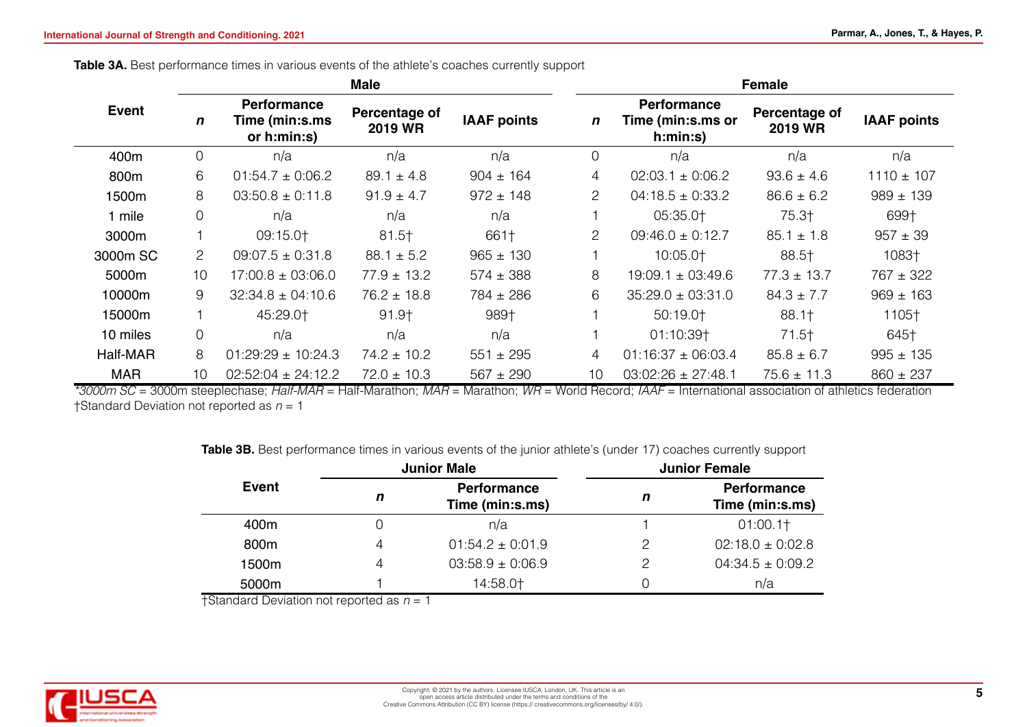**Table 3A.** Best performance times in various events of the athlete's coaches currently support

| Event | Male | | | | Female | | | |
|---|---|---|---|---|---|---|---|---|
| | ***n*** | **Performance Time (min:s.ms or h:min:s)** | **Percentage of 2019 WR** | **IAAF points** | ***n*** | **Performance Time (min:s.ms or h:min:s)** | **Percentage of 2019 WR** | **IAAF points** |
| 400m | 0 | n/a | n/a | n/a | 0 | n/a | n/a | n/a |
| 800m | 6 | 01:54.7 ± 0:06.2 | 89.1 ± 4.8 | 904 ± 164 | 4 | 02:03.1 ± 0:06.2 | 93.6 ± 4.6 | 1110 ± 107 |
| 1500m | 8 | 03:50.8 ± 0:11.8 | 91.9 ± 4.7 | 972 ± 148 | 2 | 04:18.5 ± 0:33.2 | 86.6 ± 6.2 | 989 ± 139 |
| 1 mile | 0 | n/a | n/a | n/a | 1 | 05:35.0† | 75.3† | 699† |
| 3000m | 1 | 09:15.0† | 81.5† | 661† | 2 | 09:46.0 ± 0:12.7 | 85.1 ± 1.8 | 957 ± 39 |
| 3000m SC | 2 | 09:07.5 ± 0:31.8 | 88.1 ± 5.2 | 965 ± 130 | 1 | 10:05.0† | 88.5† | 1083† |
| 5000m | 10 | 17:00.8 ± 03:06.0 | 77.9 ± 13.2 | 574 ± 388 | 8 | 19:09.1 ± 03:49.6 | 77.3 ± 13.7 | 767 ± 322 |
| 10000m | 9 | 32:34.8 ± 04:10.6 | 76.2 ± 18.8 | 784 ± 286 | 6 | 35:29.0 ± 03:31.0 | 84.3 ± 7.7 | 969 ± 163 |
| 15000m | 1 | 45:29.0† | 91.9† | 989† | 1 | 50:19.0† | 88.1† | 1105† |
| 10 miles | 0 | n/a | n/a | n/a | 1 | 01:10:39† | 71.5† | 645† |
| Half-MAR | 8 | 01:29:29 ± 10:24.3 | 74.2 ± 10.2 | 551 ± 295 | 4 | 01:16:37 ± 06:03.4 | 85.8 ± 6.7 | 995 ± 135 |
| MAR | 10 | 02:52:04 ± 24:12.2 | 72.0 ± 10.3 | 567 ± 290 | 10 | 03:02:26 ± 27:48.1 | 75.6 ± 11.3 | 860 ± 237 |

**3000m SC* = 3000m steeplechase; *Half-MAR* = Half-Marathon; *MAR* = Marathon; *WR* = World Record; *IAAF* = International association of athletics federation
†Standard Deviation not reported as $n = 1$

**Table 3B.** Best performance times in various events of the junior athlete's (under 17) coaches currently support

| Event | Junior Male | | Junior Female | |
|---|---|---|---|---|
| | ***n*** | **Performance Time (min:s.ms)** | ***n*** | **Performance Time (min:s.ms)** |
| 400m | 0 | n/a | 1 | 01:00.1† |
| 800m | 4 | 01:54.2 ± 0:01.9 | 2 | 02:18.0 ± 0:02.8 |
| 1500m | 4 | 03:58.9 ± 0:06.9 | 2 | 04:34.5 ± 0:09.2 |
| 5000m | 1 | 14:58.0† | 0 | n/a |

†Standard Deviation not reported as $n = 1$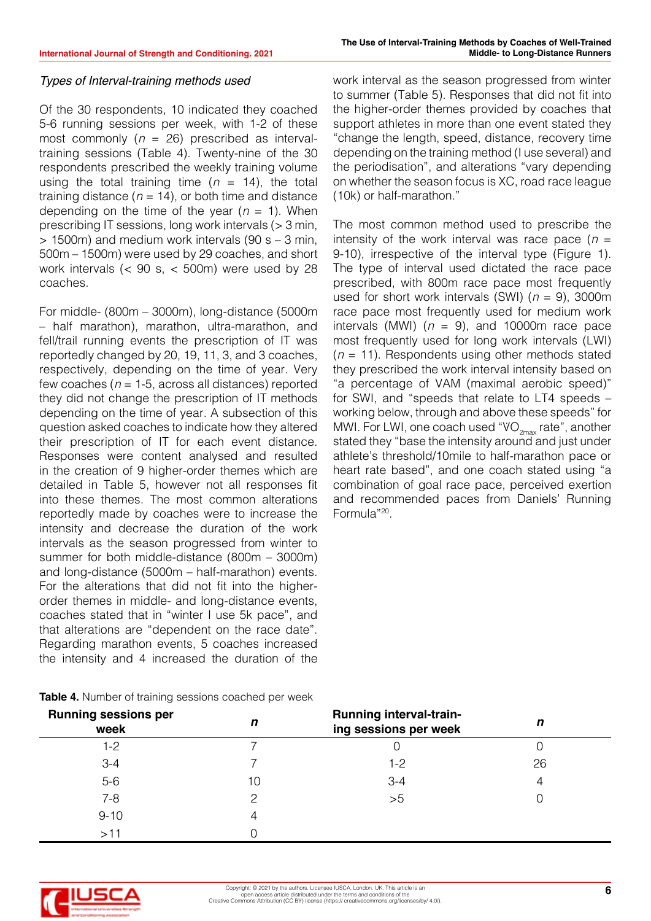### *Types of Interval-training methods used*

Of the 30 respondents, 10 indicated they coached 5-6 running sessions per week, with 1-2 of these most commonly ($n$ = 26) prescribed as interval-training sessions (Table 4). Twenty-nine of the 30 respondents prescribed the weekly training volume using the total training time ($n$ = 14), the total training distance ($n$ = 14), or both time and distance depending on the time of the year ($n$ = 1). When prescribing IT sessions, long work intervals (> 3 min, > 1500m) and medium work intervals (90 s – 3 min, 500m – 1500m) were used by 29 coaches, and short work intervals (< 90 s, < 500m) were used by 28 coaches.

For middle- (800m – 3000m), long-distance (5000m – half marathon), marathon, ultra-marathon, and fell/trail running events the prescription of IT was reportedly changed by 20, 19, 11, 3, and 3 coaches, respectively, depending on the time of year. Very few coaches ($n$ = 1-5, across all distances) reported they did not change the prescription of IT methods depending on the time of year. A subsection of this question asked coaches to indicate how they altered their prescription of IT for each event distance. Responses were content analysed and resulted in the creation of 9 higher-order themes which are detailed in Table 5, however not all responses fit into these themes. The most common alterations reportedly made by coaches were to increase the intensity and decrease the duration of the work intervals as the season progressed from winter to summer for both middle-distance (800m – 3000m) and long-distance (5000m – half-marathon) events. For the alterations that did not fit into the higher-order themes in middle- and long-distance events, coaches stated that in "winter I use 5k pace", and that alterations are "dependent on the race date". Regarding marathon events, 5 coaches increased the intensity and 4 increased the duration of the work interval as the season progressed from winter to summer (Table 5). Responses that did not fit into the higher-order themes provided by coaches that support athletes in more than one event stated they "change the length, speed, distance, recovery time depending on the training method (I use several) and the periodisation", and alterations "vary depending on whether the season focus is XC, road race league (10k) or half-marathon."

The most common method used to prescribe the intensity of the work interval was race pace ($n$ = 9-10), irrespective of the interval type (Figure 1). The type of interval used dictated the race pace prescribed, with 800m race pace most frequently used for short work intervals (SWI) ($n$ = 9), 3000m race pace most frequently used for medium work intervals (MWI) ($n$ = 9), and 10000m race pace most frequently used for long work intervals (LWI) ($n$ = 11). Respondents using other methods stated they prescribed the work interval intensity based on "a percentage of VAM (maximal aerobic speed)" for SWI, and "speeds that relate to LT4 speeds – working below, through and above these speeds" for MWI. For LWI, one coach used "$VO_{2max}$ rate", another stated they "base the intensity around and just under athlete's threshold/10mile to half-marathon pace or heart rate based", and one coach stated using "a combination of goal race pace, perceived exertion and recommended paces from Daniels' Running Formula"[20].

**Table 4.** Number of training sessions coached per week

| Running sessions per week | *n* | Running interval-training sessions per week | *n* |
|---|---|---|---|
| 1-2 | 7 | 0 | 0 |
| 3-4 | 7 | 1-2 | 26 |
| 5-6 | 10 | 3-4 | 4 |
| 7-8 | 2 | >5 | 0 |
| 9-10 | 4 | | |
| >11 | 0 | | |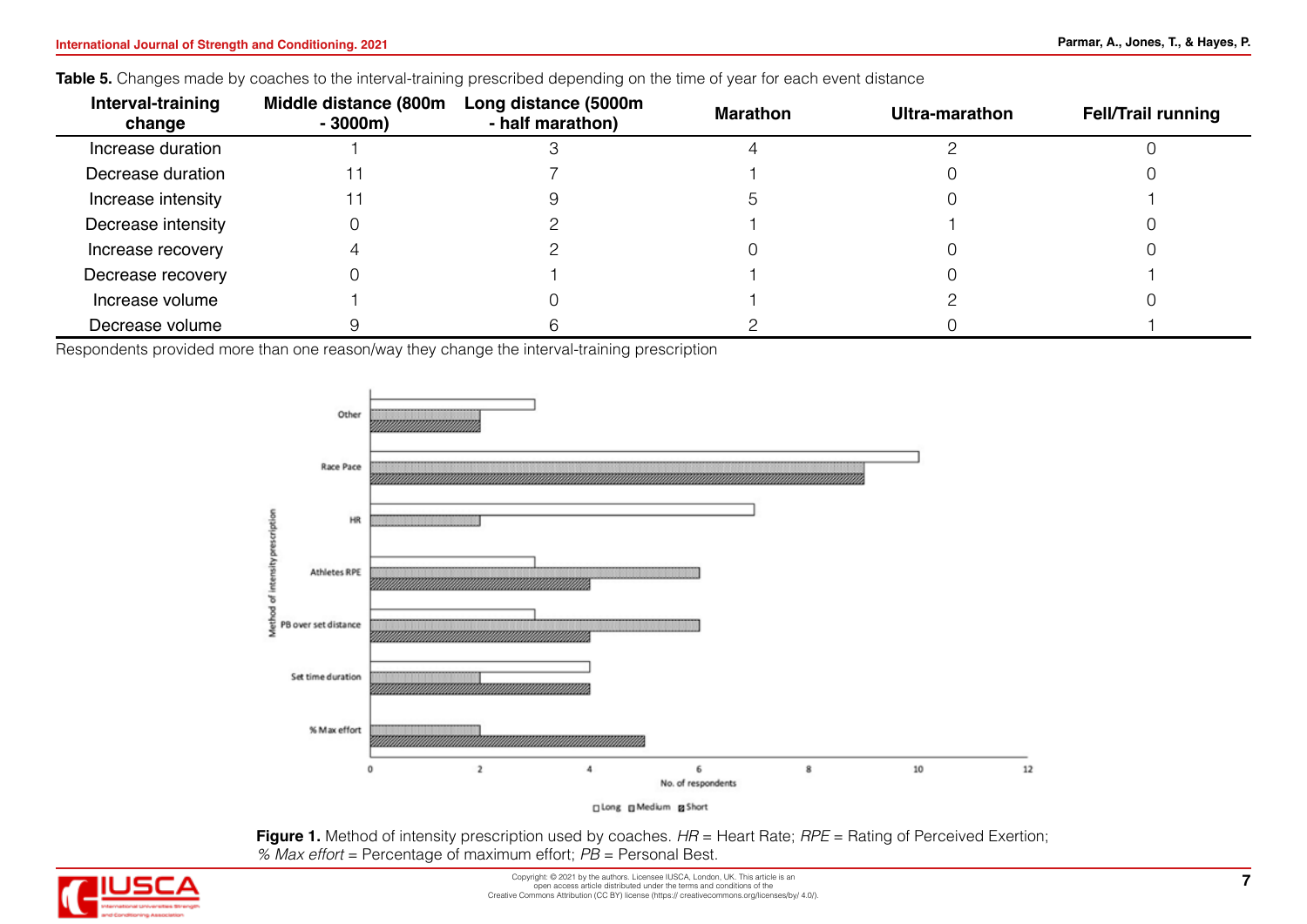**Table 5.** Changes made by coaches to the interval-training prescribed depending on the time of year for each event distance

| Interval-training change | Middle distance (800m - 3000m) | Long distance (5000m - half marathon) | Marathon | Ultra-marathon | Fell/Trail running |
|---|---|---|---|---|---|
| Increase duration | 1 | 3 | 4 | 2 | 0 |
| Decrease duration | 11 | 7 | 1 | 0 | 0 |
| Increase intensity | 11 | 9 | 5 | 0 | 1 |
| Decrease intensity | 0 | 2 | 1 | 1 | 0 |
| Increase recovery | 4 | 2 | 0 | 0 | 0 |
| Decrease recovery | 0 | 1 | 1 | 0 | 1 |
| Increase volume | 1 | 0 | 1 | 2 | 0 |
| Decrease volume | 9 | 6 | 2 | 0 | 1 |

Respondents provided more than one reason/way they change the interval-training prescription

**Figure 1.** Method of intensity prescription used by coaches. *HR* = Heart Rate; *RPE* = Rating of Perceived Exertion; *% Max effort* = Percentage of maximum effort; *PB* = Personal Best.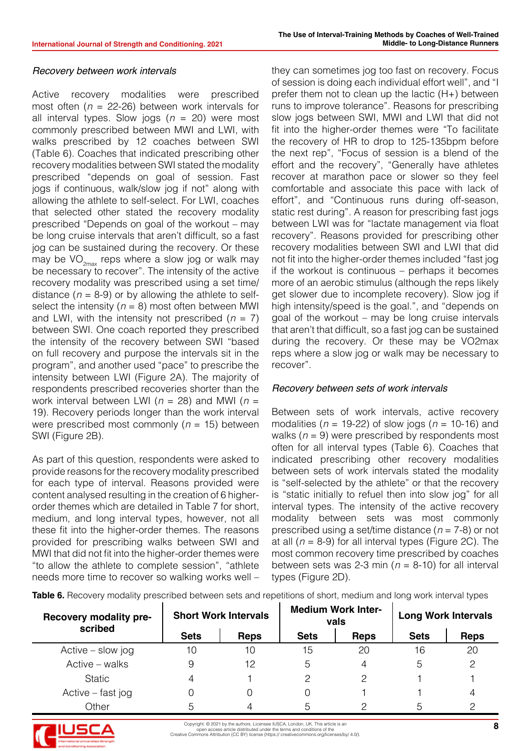### *Recovery between work intervals*

Active recovery modalities were prescribed most often (*n* = 22-26) between work intervals for all interval types. Slow jogs (*n* = 20) were most commonly prescribed between MWI and LWI, with walks prescribed by 12 coaches between SWI (Table 6). Coaches that indicated prescribing other recovery modalities between SWI stated the modality prescribed "depends on goal of session. Fast jogs if continuous, walk/slow jog if not" along with allowing the athlete to self-select. For LWI, coaches that selected other stated the recovery modality prescribed "Depends on goal of the workout – may be long cruise intervals that aren't difficult, so a fast jog can be sustained during the recovery. Or these may be $VO_{2max}$ reps where a slow jog or walk may be necessary to recover". The intensity of the active recovery modality was prescribed using a set time/distance (*n* = 8-9) or by allowing the athlete to self-select the intensity (*n* = 8) most often between MWI and LWI, with the intensity not prescribed (*n* = 7) between SWI. One coach reported they prescribed the intensity of the recovery between SWI "based on full recovery and purpose the intervals sit in the program", and another used "pace" to prescribe the intensity between LWI (Figure 2A). The majority of respondents prescribed recoveries shorter than the work interval between LWI (*n* = 28) and MWI (*n* = 19). Recovery periods longer than the work interval were prescribed most commonly (*n* = 15) between SWI (Figure 2B).

As part of this question, respondents were asked to provide reasons for the recovery modality prescribed for each type of interval. Reasons provided were content analysed resulting in the creation of 6 higher-order themes which are detailed in Table 7 for short, medium, and long interval types, however, not all these fit into the higher-order themes. The reasons provided for prescribing walks between SWI and MWI that did not fit into the higher-order themes were "to allow the athlete to complete session", "athlete needs more time to recover so walking works well – they can sometimes jog too fast on recovery. Focus of session is doing each individual effort well", and "I prefer them not to clean up the lactic (H+) between runs to improve tolerance". Reasons for prescribing slow jogs between SWI, MWI and LWI that did not fit into the higher-order themes were "To facilitate the recovery of HR to drop to 125-135bpm before the next rep", "Focus of session is a blend of the effort and the recovery", "Generally have athletes recover at marathon pace or slower so they feel comfortable and associate this pace with lack of effort", and "Continuous runs during off-season, static rest during". A reason for prescribing fast jogs between LWI was for "lactate management via float recovery". Reasons provided for prescribing other recovery modalities between SWI and LWI that did not fit into the higher-order themes included "fast jog if the workout is continuous – perhaps it becomes more of an aerobic stimulus (although the reps likely get slower due to incomplete recovery). Slow jog if high intensity/speed is the goal.", and "depends on goal of the workout – may be long cruise intervals that aren't that difficult, so a fast jog can be sustained during the recovery. Or these may be VO2max reps where a slow jog or walk may be necessary to recover".

### *Recovery between sets of work intervals*

Between sets of work intervals, active recovery modalities (*n* = 19-22) of slow jogs (*n* = 10-16) and walks (*n* = 9) were prescribed by respondents most often for all interval types (Table 6). Coaches that indicated prescribing other recovery modalities between sets of work intervals stated the modality is "self-selected by the athlete" or that the recovery is "static initially to refuel then into slow jog" for all interval types. The intensity of the active recovery modality between sets was most commonly prescribed using a set/time distance (*n* = 7-8) or not at all (*n* = 8-9) for all interval types (Figure 2C). The most common recovery time prescribed by coaches between sets was 2-3 min (*n* = 8-10) for all interval types (Figure 2D).

**Table 6.** Recovery modality prescribed between sets and repetitions of short, medium and long work interval types

| Recovery modality prescribed | Short Work Intervals | | Medium Work Intervals | | Long Work Intervals | |
|---|---|---|---|---|---|---|
| | Sets | Reps | Sets | Reps | Sets | Reps |
| Active – slow jog | 10 | 10 | 15 | 20 | 16 | 20 |
| Active – walks | 9 | 12 | 5 | 4 | 5 | 2 |
| Static | 4 | 1 | 2 | 2 | 1 | 1 |
| Active – fast jog | 0 | 0 | 0 | 1 | 1 | 4 |
| Other | 5 | 4 | 5 | 2 | 5 | 2 |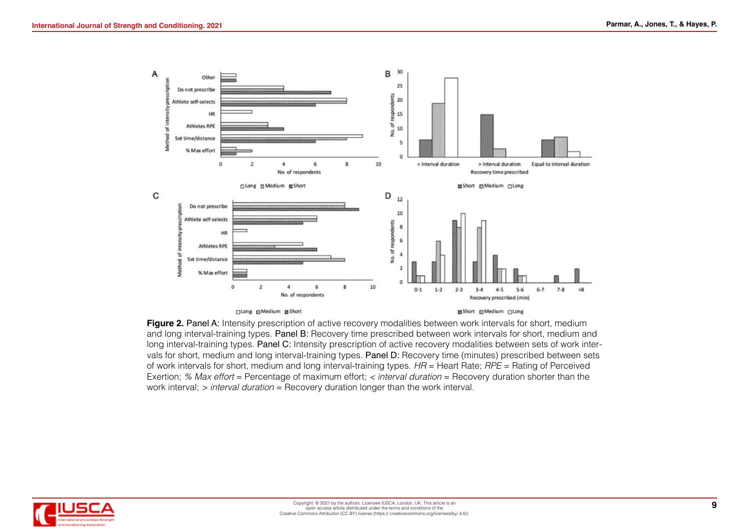**Figure 2.** Panel A: Intensity prescription of active recovery modalities between work intervals for short, medium and long interval-training types. Panel B: Recovery time prescribed between work intervals for short, medium and long interval-training types. Panel C: Intensity prescription of active recovery modalities between sets of work intervals for short, medium and long interval-training types. Panel D: Recovery time (minutes) prescribed between sets of work intervals for short, medium and long interval-training types. *HR* = Heart Rate; *RPE* = Rating of Perceived Exertion; *% Max effort* = Percentage of maximum effort; *< interval duration* = Recovery duration shorter than the work interval; *> interval duration* = Recovery duration longer than the work interval.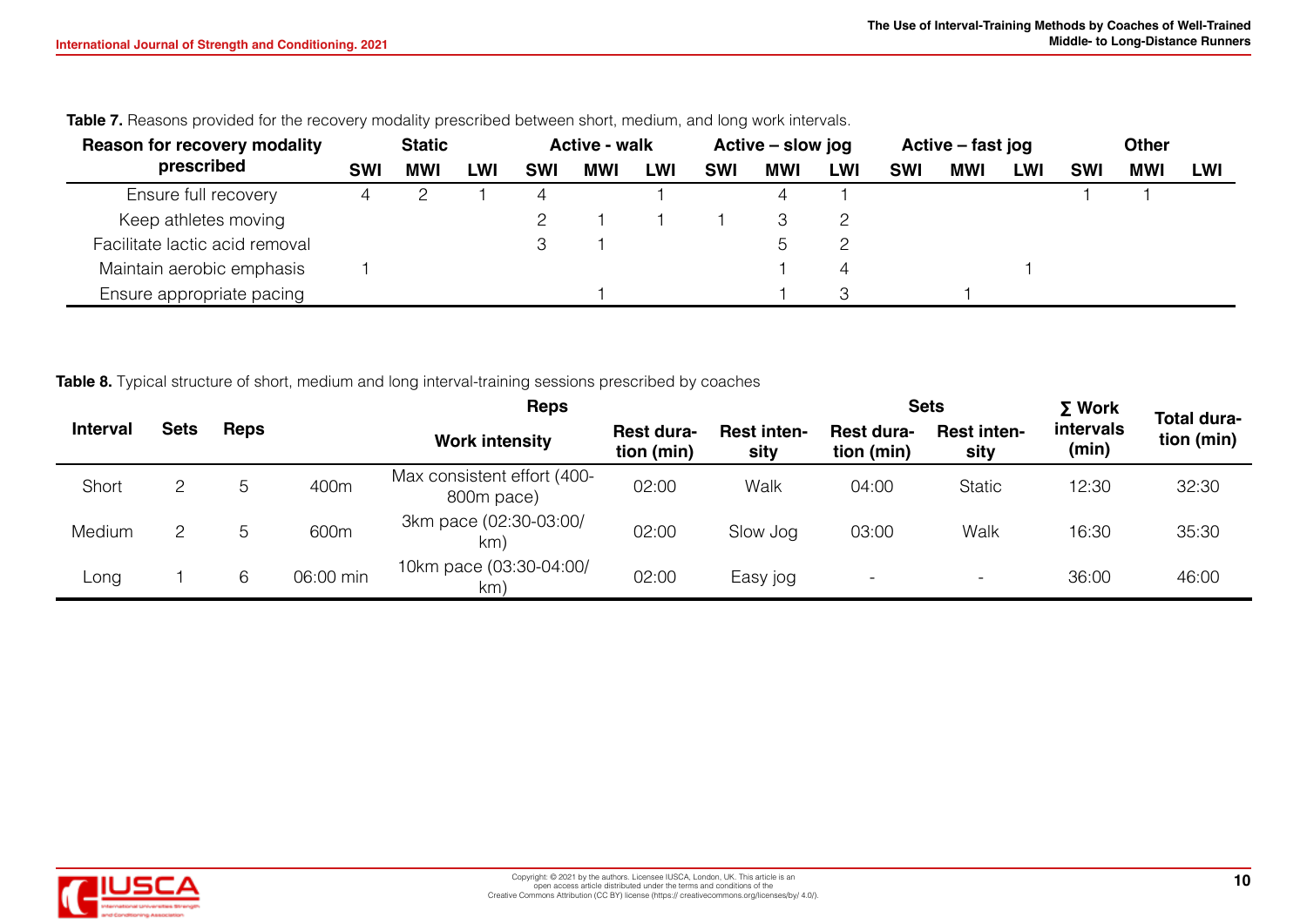**Table 7.** Reasons provided for the recovery modality prescribed between short, medium, and long work intervals.

| Reason for recovery modality prescribed | Static | | | Active - walk | | | Active – slow jog | | | Active – fast jog | | | Other | | |
|---|---|---|---|---|---|---|---|---|---|---|---|---|---|---|---|
| | SWI | MWI | LWI | SWI | MWI | LWI | SWI | MWI | LWI | SWI | MWI | LWI | SWI | MWI | LWI |
| Ensure full recovery | 4 | 2 | 1 | 4 | | 1 | | 4 | 1 | | | | 1 | 1 | |
| Keep athletes moving | | | | 2 | 1 | 1 | 1 | 3 | 2 | | | | | | |
| Facilitate lactic acid removal | | | | 3 | 1 | | | 5 | 2 | | | | | | |
| Maintain aerobic emphasis | 1 | | | | | | | 1 | 4 | | | 1 | | | |
| Ensure appropriate pacing | | | | | 1 | | | 1 | 3 | | 1 | | | | |

**Table 8.** Typical structure of short, medium and long interval-training sessions prescribed by coaches

| Interval | Sets | Reps | | Reps | | | Sets | | ∑ Work intervals (min) | Total duration (min) |
|---|---|---|---|---|---|---|---|---|---|---|
| | | | | Work intensity | Rest duration (min) | Rest intensity | Rest duration (min) | Rest intensity | | |
| Short | 2 | 5 | 400m | Max consistent effort (400-800m pace) | 02:00 | Walk | 04:00 | Static | 12:30 | 32:30 |
| Medium | 2 | 5 | 600m | 3km pace (02:30-03:00/km) | 02:00 | Slow Jog | 03:00 | Walk | 16:30 | 35:30 |
| Long | 1 | 6 | 06:00 min | 10km pace (03:30-04:00/km) | 02:00 | Easy jog | - | - | 36:00 | 46:00 |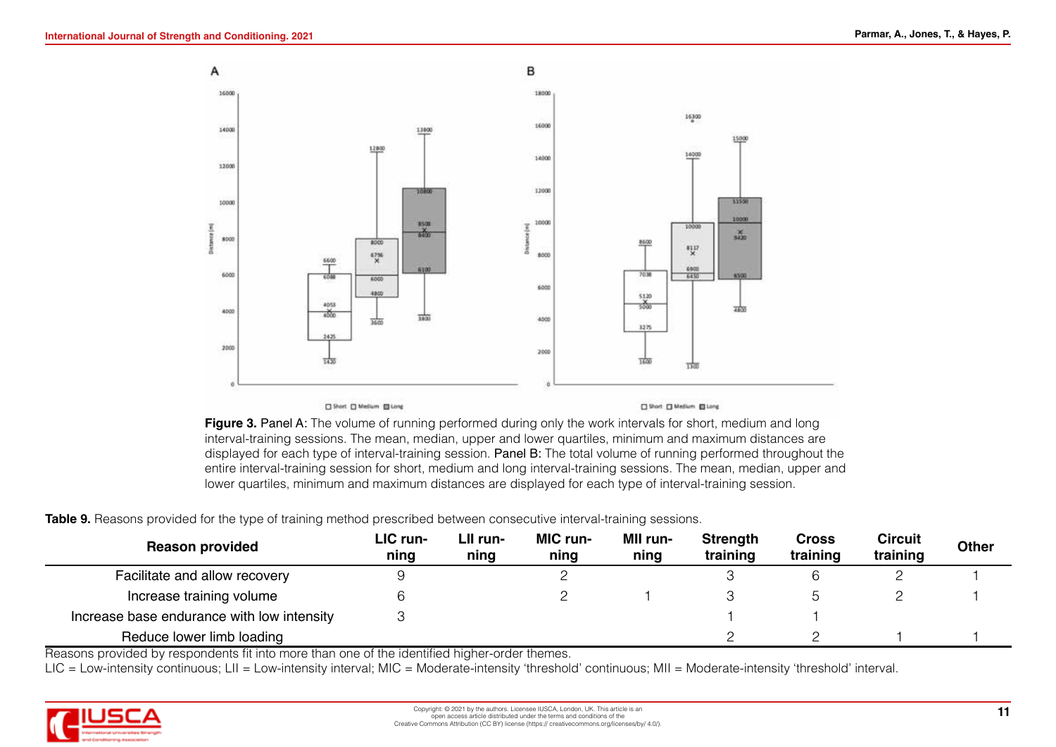**Figure 3.** Panel A: The volume of running performed during only the work intervals for short, medium and long interval-training sessions. The mean, median, upper and lower quartiles, minimum and maximum distances are displayed for each type of interval-training session. Panel B: The total volume of running performed throughout the entire interval-training session for short, medium and long interval-training sessions. The mean, median, upper and lower quartiles, minimum and maximum distances are displayed for each type of interval-training session.

**Table 9.** Reasons provided for the type of training method prescribed between consecutive interval-training sessions.

| Reason provided | LIC running | LII running | MIC running | MII running | Strength training | Cross training | Circuit training | Other |
|---|---|---|---|---|---|---|---|---|
| Facilitate and allow recovery | 9 | | 2 | | 3 | 6 | 2 | 1 |
| Increase training volume | 6 | | 2 | 1 | 3 | 5 | 2 | 1 |
| Increase base endurance with low intensity | 3 | | | | 1 | 1 | | |
| Reduce lower limb loading | | | | | 2 | 2 | 1 | 1 |

Reasons provided by respondents fit into more than one of the identified higher-order themes.

LIC = Low-intensity continuous; LII = Low-intensity interval; MIC = Moderate-intensity 'threshold' continuous; MII = Moderate-intensity 'threshold' interval.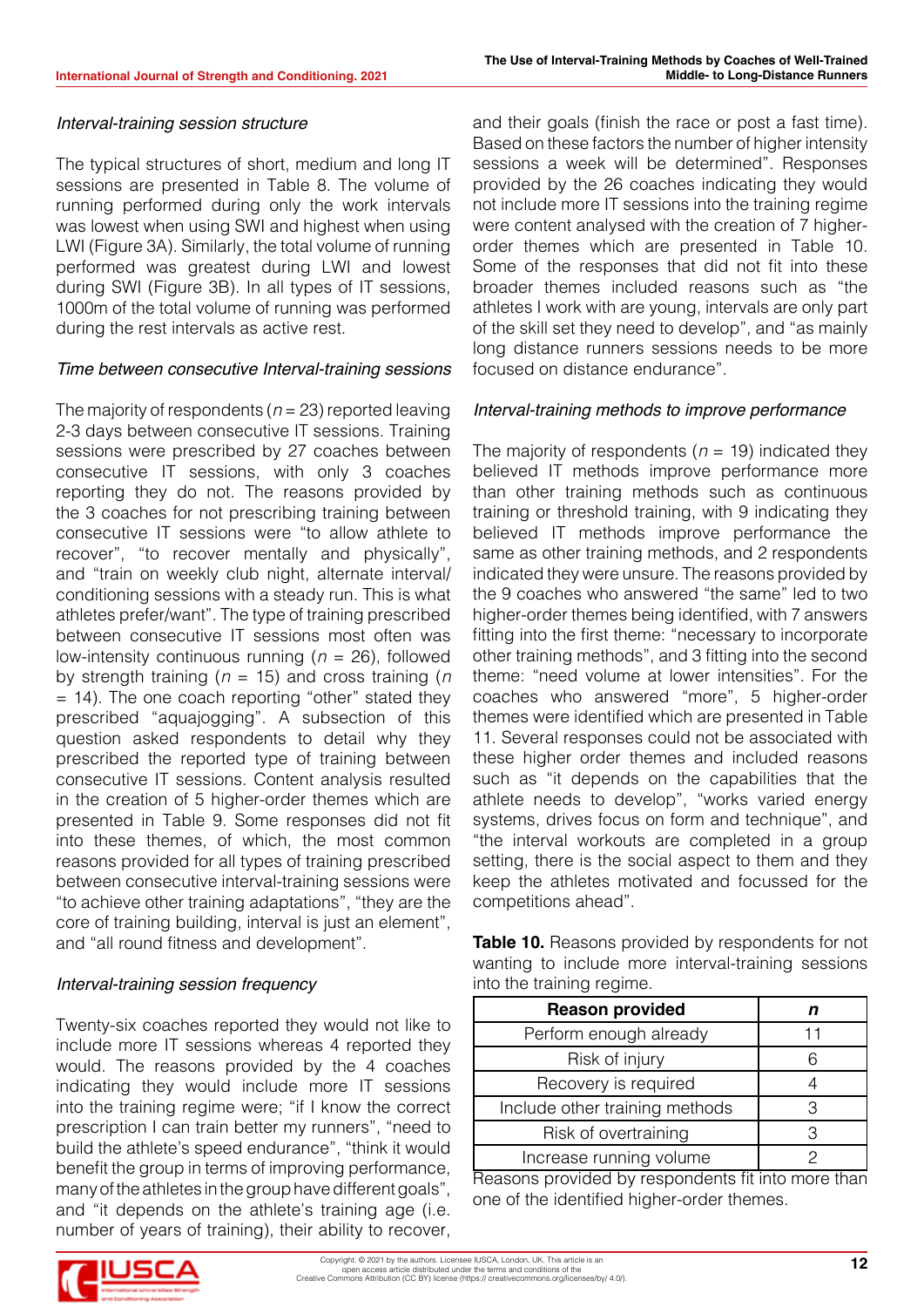*Interval-training session structure*

The typical structures of short, medium and long IT sessions are presented in Table 8. The volume of running performed during only the work intervals was lowest when using SWI and highest when using LWI (Figure 3A). Similarly, the total volume of running performed was greatest during LWI and lowest during SWI (Figure 3B). In all types of IT sessions, 1000m of the total volume of running was performed during the rest intervals as active rest.

*Time between consecutive Interval-training sessions*

The majority of respondents (*n* = 23) reported leaving 2-3 days between consecutive IT sessions. Training sessions were prescribed by 27 coaches between consecutive IT sessions, with only 3 coaches reporting they do not. The reasons provided by the 3 coaches for not prescribing training between consecutive IT sessions were "to allow athlete to recover", "to recover mentally and physically", and "train on weekly club night, alternate interval/ conditioning sessions with a steady run. This is what athletes prefer/want". The type of training prescribed between consecutive IT sessions most often was low-intensity continuous running (*n* = 26), followed by strength training (*n* = 15) and cross training (*n* = 14). The one coach reporting "other" stated they prescribed "aquajogging". A subsection of this question asked respondents to detail why they prescribed the reported type of training between consecutive IT sessions. Content analysis resulted in the creation of 5 higher-order themes which are presented in Table 9. Some responses did not fit into these themes, of which, the most common reasons provided for all types of training prescribed between consecutive interval-training sessions were "to achieve other training adaptations", "they are the core of training building, interval is just an element", and "all round fitness and development".

*Interval-training session frequency*

Twenty-six coaches reported they would not like to include more IT sessions whereas 4 reported they would. The reasons provided by the 4 coaches indicating they would include more IT sessions into the training regime were; "if I know the correct prescription I can train better my runners", "need to build the athlete's speed endurance", "think it would benefit the group in terms of improving performance, many of the athletes in the group have different goals", and "it depends on the athlete's training age (i.e. number of years of training), their ability to recover, and their goals (finish the race or post a fast time). Based on these factors the number of higher intensity sessions a week will be determined". Responses provided by the 26 coaches indicating they would not include more IT sessions into the training regime were content analysed with the creation of 7 higher-order themes which are presented in Table 10. Some of the responses that did not fit into these broader themes included reasons such as "the athletes I work with are young, intervals are only part of the skill set they need to develop", and "as mainly long distance runners sessions needs to be more focused on distance endurance".

*Interval-training methods to improve performance*

The majority of respondents (*n* = 19) indicated they believed IT methods improve performance more than other training methods such as continuous training or threshold training, with 9 indicating they believed IT methods improve performance the same as other training methods, and 2 respondents indicated they were unsure. The reasons provided by the 9 coaches who answered "the same" led to two higher-order themes being identified, with 7 answers fitting into the first theme: "necessary to incorporate other training methods", and 3 fitting into the second theme: "need volume at lower intensities". For the coaches who answered "more", 5 higher-order themes were identified which are presented in Table 11. Several responses could not be associated with these higher order themes and included reasons such as "it depends on the capabilities that the athlete needs to develop", "works varied energy systems, drives focus on form and technique", and "the interval workouts are completed in a group setting, there is the social aspect to them and they keep the athletes motivated and focussed for the competitions ahead".

**Table 10.** Reasons provided by respondents for not wanting to include more interval-training sessions into the training regime.

| Reason provided | *n* |
| --- | --- |
| Perform enough already | 11 |
| Risk of injury | 6 |
| Recovery is required | 4 |
| Include other training methods | 3 |
| Risk of overtraining | 3 |
| Increase running volume | 2 |

Reasons provided by respondents fit into more than one of the identified higher-order themes.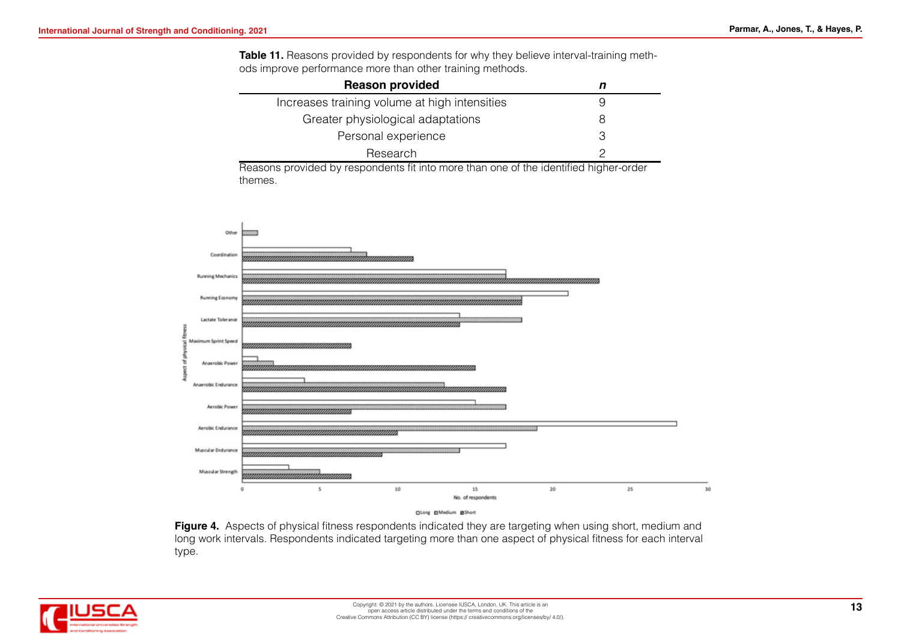**Table 11.** Reasons provided by respondents for why they believe interval-training methods improve performance more than other training methods.

| Reason provided | n |
|---|---|
| Increases training volume at high intensities | 9 |
| Greater physiological adaptations | 8 |
| Personal experience | 3 |
| Research | 2 |

Reasons provided by respondents fit into more than one of the identified higher-order themes.

**Figure 4.** Aspects of physical fitness respondents indicated they are targeting when using short, medium and long work intervals. Respondents indicated targeting more than one aspect of physical fitness for each interval type.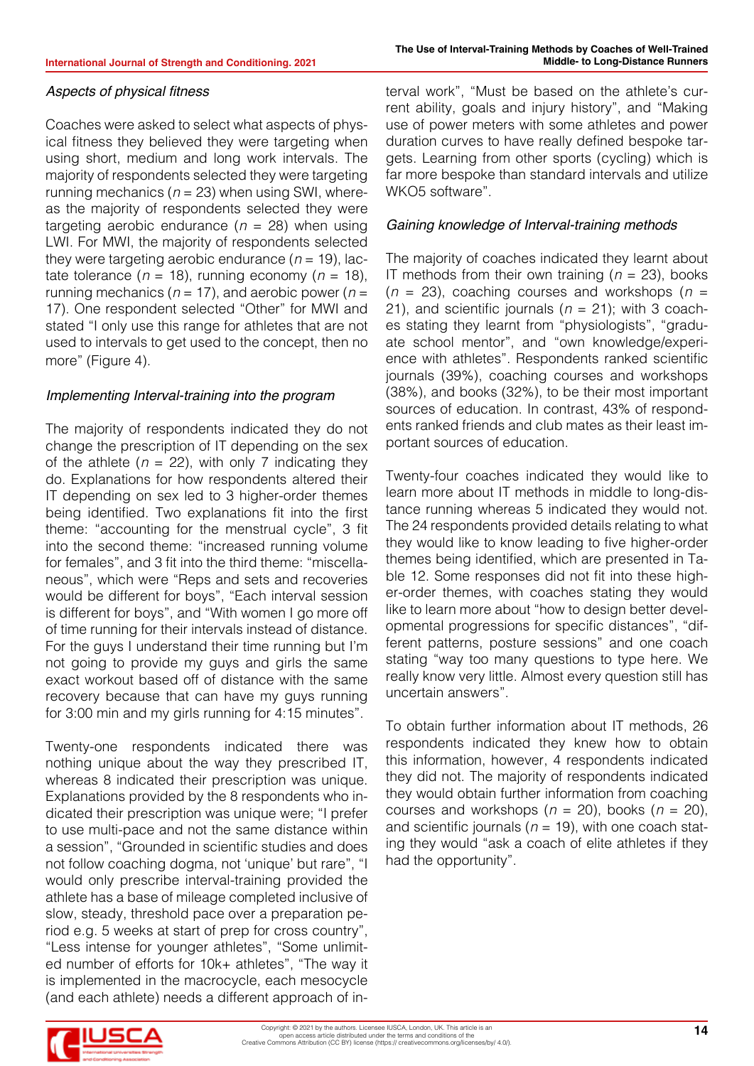### *Aspects of physical fitness*

Coaches were asked to select what aspects of physical fitness they believed they were targeting when using short, medium and long work intervals. The majority of respondents selected they were targeting running mechanics (*n* = 23) when using SWI, whereas the majority of respondents selected they were targeting aerobic endurance (*n* = 28) when using LWI. For MWI, the majority of respondents selected they were targeting aerobic endurance (*n* = 19), lactate tolerance (*n* = 18), running economy (*n* = 18), running mechanics (*n* = 17), and aerobic power (*n* = 17). One respondent selected "Other" for MWI and stated "I only use this range for athletes that are not used to intervals to get used to the concept, then no more" (Figure 4).

### *Implementing Interval-training into the program*

The majority of respondents indicated they do not change the prescription of IT depending on the sex of the athlete (*n* = 22), with only 7 indicating they do. Explanations for how respondents altered their IT depending on sex led to 3 higher-order themes being identified. Two explanations fit into the first theme: "accounting for the menstrual cycle", 3 fit into the second theme: "increased running volume for females", and 3 fit into the third theme: "miscellaneous", which were "Reps and sets and recoveries would be different for boys", "Each interval session is different for boys", and "With women I go more off of time running for their intervals instead of distance. For the guys I understand their time running but I'm not going to provide my guys and girls the same exact workout based off of distance with the same recovery because that can have my guys running for 3:00 min and my girls running for 4:15 minutes".

Twenty-one respondents indicated there was nothing unique about the way they prescribed IT, whereas 8 indicated their prescription was unique. Explanations provided by the 8 respondents who indicated their prescription was unique were; "I prefer to use multi-pace and not the same distance within a session", "Grounded in scientific studies and does not follow coaching dogma, not 'unique' but rare", "I would only prescribe interval-training provided the athlete has a base of mileage completed inclusive of slow, steady, threshold pace over a preparation period e.g. 5 weeks at start of prep for cross country", "Less intense for younger athletes", "Some unlimited number of efforts for 10k+ athletes", "The way it is implemented in the macrocycle, each mesocycle (and each athlete) needs a different approach of interval work", "Must be based on the athlete's current ability, goals and injury history", and "Making use of power meters with some athletes and power duration curves to have really defined bespoke targets. Learning from other sports (cycling) which is far more bespoke than standard intervals and utilize WKO5 software".

### *Gaining knowledge of Interval-training methods*

The majority of coaches indicated they learnt about IT methods from their own training (*n* = 23), books (*n* = 23), coaching courses and workshops (*n* = 21), and scientific journals (*n* = 21); with 3 coaches stating they learnt from "physiologists", "graduate school mentor", and "own knowledge/experience with athletes". Respondents ranked scientific journals (39%), coaching courses and workshops (38%), and books (32%), to be their most important sources of education. In contrast, 43% of respondents ranked friends and club mates as their least important sources of education.

Twenty-four coaches indicated they would like to learn more about IT methods in middle to long-distance running whereas 5 indicated they would not. The 24 respondents provided details relating to what they would like to know leading to five higher-order themes being identified, which are presented in Table 12. Some responses did not fit into these higher-order themes, with coaches stating they would like to learn more about "how to design better developmental progressions for specific distances", "different patterns, posture sessions" and one coach stating "way too many questions to type here. We really know very little. Almost every question still has uncertain answers".

To obtain further information about IT methods, 26 respondents indicated they knew how to obtain this information, however, 4 respondents indicated they did not. The majority of respondents indicated they would obtain further information from coaching courses and workshops (*n* = 20), books (*n* = 20), and scientific journals (*n* = 19), with one coach stating they would "ask a coach of elite athletes if they had the opportunity".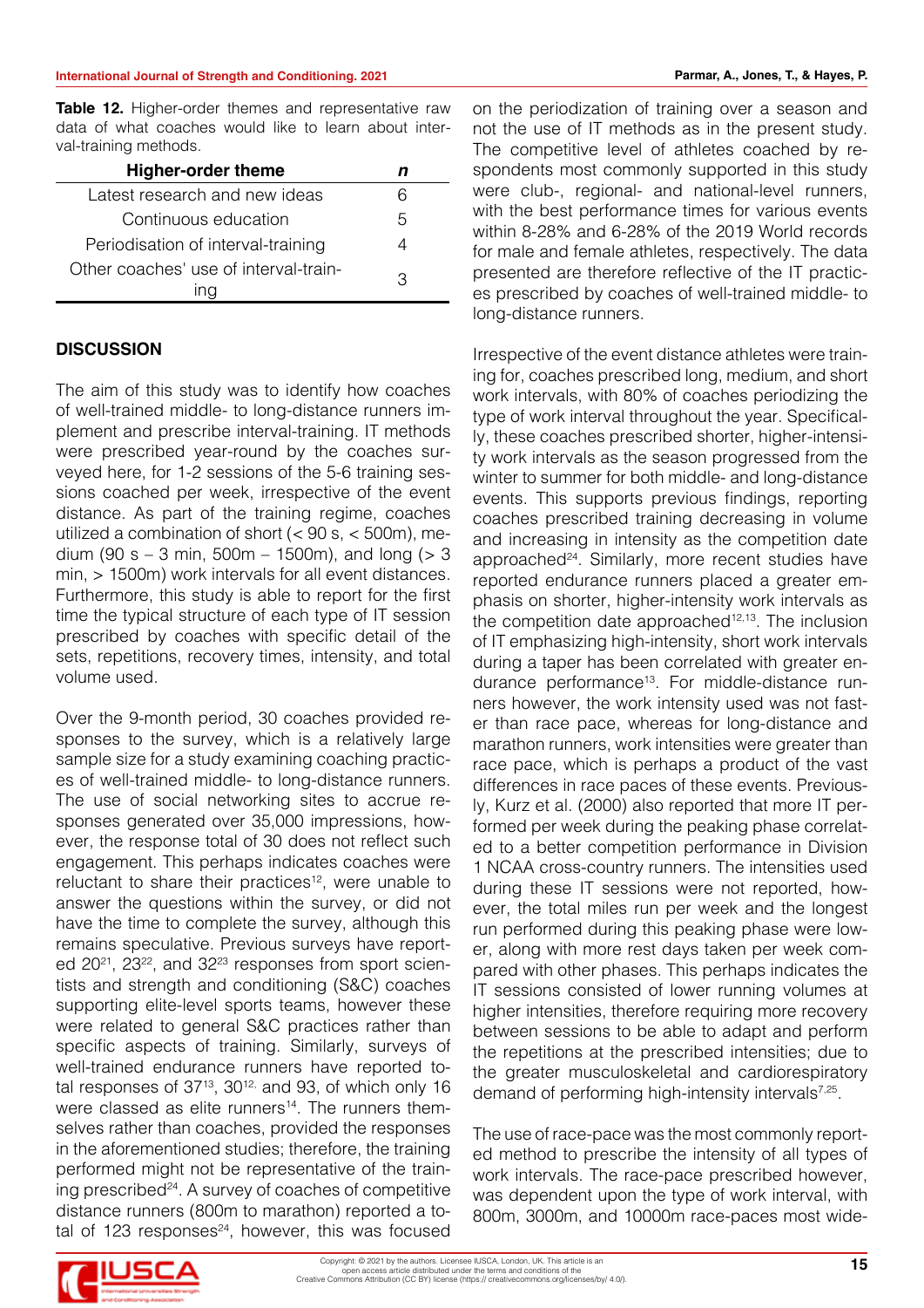**Table 12.** Higher-order themes and representative raw data of what coaches would like to learn about interval-training methods.

| Higher-order theme | *n* |
|---|---|
| Latest research and new ideas | 6 |
| Continuous education | 5 |
| Periodisation of interval-training | 4 |
| Other coaches' use of interval-training | 3 |

## DISCUSSION

The aim of this study was to identify how coaches of well-trained middle- to long-distance runners implement and prescribe interval-training. IT methods were prescribed year-round by the coaches surveyed here, for 1-2 sessions of the 5-6 training sessions coached per week, irrespective of the event distance. As part of the training regime, coaches utilized a combination of short (< 90 s, < 500m), medium (90 s – 3 min, 500m – 1500m), and long (> 3 min, > 1500m) work intervals for all event distances. Furthermore, this study is able to report for the first time the typical structure of each type of IT session prescribed by coaches with specific detail of the sets, repetitions, recovery times, intensity, and total volume used.

Over the 9-month period, 30 coaches provided responses to the survey, which is a relatively large sample size for a study examining coaching practices of well-trained middle- to long-distance runners. The use of social networking sites to accrue responses generated over 35,000 impressions, however, the response total of 30 does not reflect such engagement. This perhaps indicates coaches were reluctant to share their practices[12], were unable to answer the questions within the survey, or did not have the time to complete the survey, although this remains speculative. Previous surveys have reported 20[21], 23[22], and 32[23] responses from sport scientists and strength and conditioning (S&C) coaches supporting elite-level sports teams, however these were related to general S&C practices rather than specific aspects of training. Similarly, surveys of well-trained endurance runners have reported total responses of 37[13], 30[12], and 93, of which only 16 were classed as elite runners[14]. The runners themselves rather than coaches, provided the responses in the aforementioned studies; therefore, the training performed might not be representative of the training prescribed[24]. A survey of coaches of competitive distance runners (800m to marathon) reported a total of 123 responses[24], however, this was focused on the periodization of training over a season and not the use of IT methods as in the present study. The competitive level of athletes coached by respondents most commonly supported in this study were club-, regional- and national-level runners, with the best performance times for various events within 8-28% and 6-28% of the 2019 World records for male and female athletes, respectively. The data presented are therefore reflective of the IT practices prescribed by coaches of well-trained middle- to long-distance runners.

Irrespective of the event distance athletes were training for, coaches prescribed long, medium, and short work intervals, with 80% of coaches periodizing the type of work interval throughout the year. Specifically, these coaches prescribed shorter, higher-intensity work intervals as the season progressed from the winter to summer for both middle- and long-distance events. This supports previous findings, reporting coaches prescribed training decreasing in volume and increasing in intensity as the competition date approached[24]. Similarly, more recent studies have reported endurance runners placed a greater emphasis on shorter, higher-intensity work intervals as the competition date approached[12,13]. The inclusion of IT emphasizing high-intensity, short work intervals during a taper has been correlated with greater endurance performance[13]. For middle-distance runners however, the work intensity used was not faster than race pace, whereas for long-distance and marathon runners, work intensities were greater than race pace, which is perhaps a product of the vast differences in race paces of these events. Previously, Kurz et al. (2000) also reported that more IT performed per week during the peaking phase correlated to a better competition performance in Division 1 NCAA cross-country runners. The intensities used during these IT sessions were not reported, however, the total miles run per week and the longest run performed during this peaking phase were lower, along with more rest days taken per week compared with other phases. This perhaps indicates the IT sessions consisted of lower running volumes at higher intensities, therefore requiring more recovery between sessions to be able to adapt and perform the repetitions at the prescribed intensities; due to the greater musculoskeletal and cardiorespiratory demand of performing high-intensity intervals[7,25].

The use of race-pace was the most commonly reported method to prescribe the intensity of all types of work intervals. The race-pace prescribed however, was dependent upon the type of work interval, with 800m, 3000m, and 10000m race-paces most wide-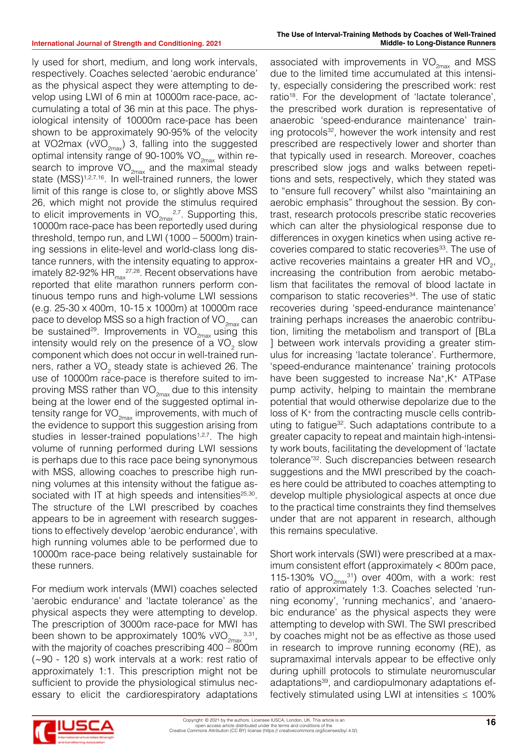ly used for short, medium, and long work intervals, respectively. Coaches selected 'aerobic endurance' as the physical aspect they were attempting to develop using LWI of 6 min at 10000m race-pace, accumulating a total of 36 min at this pace. The physiological intensity of 10000m race-pace has been shown to be approximately 90-95% of the velocity at VO2max ($vVO_{2max}$) 3, falling into the suggested optimal intensity range of 90-100% $VO_{2max}$ within research to improve $VO_{2max}$ and the maximal steady state (MSS)[1,2,7,16]. In well-trained runners, the lower limit of this range is close to, or slightly above MSS 26, which might not provide the stimulus required to elicit improvements in $VO_{2max}$[2,7]. Supporting this, 10000m race-pace has been reportedly used during threshold, tempo run, and LWI (1000 – 5000m) training sessions in elite-level and world-class long distance runners, with the intensity equating to approximately 82-92% $HR_{max}$[27,28]. Recent observations have reported that elite marathon runners perform continuous tempo runs and high-volume LWI sessions (e.g. 25-30 x 400m, 10-15 x 1000m) at 10000m race pace to develop MSS so a high fraction of $VO_{2max}$ can be sustained[29]. Improvements in $VO_{2max}$ using this intensity would rely on the presence of a $VO_2$ slow component which does not occur in well-trained runners, rather a $VO_2$ steady state is achieved 26. The use of 10000m race-pace is therefore suited to improving MSS rather than $VO_{2max}$ due to this intensity being at the lower end of the suggested optimal intensity range for $VO_{2max}$ improvements, with much of the evidence to support this suggestion arising from studies in lesser-trained populations[1,2,7]. The high volume of running performed during LWI sessions is perhaps due to this race pace being synonymous with MSS, allowing coaches to prescribe high running volumes at this intensity without the fatigue associated with IT at high speeds and intensities[25,30]. The structure of the LWI prescribed by coaches appears to be in agreement with research suggestions to effectively develop 'aerobic endurance', with high running volumes able to be performed due to 10000m race-pace being relatively sustainable for these runners.

For medium work intervals (MWI) coaches selected 'aerobic endurance' and 'lactate tolerance' as the physical aspects they were attempting to develop. The prescription of 3000m race-pace for MWI has been shown to be approximately 100% $vVO_{2max}$[3,31], with the majority of coaches prescribing 400 – 800m (~90 - 120 s) work intervals at a work: rest ratio of approximately 1:1. This prescription might not be sufficient to provide the physiological stimulus necessary to elicit the cardiorespiratory adaptations associated with improvements in $VO_{2max}$ and MSS due to the limited time accumulated at this intensity, especially considering the prescribed work: rest ratio[18]. For the development of 'lactate tolerance', the prescribed work duration is representative of anaerobic 'speed-endurance maintenance' training protocols[32], however the work intensity and rest prescribed are respectively lower and shorter than that typically used in research. Moreover, coaches prescribed slow jogs and walks between repetitions and sets, respectively, which they stated was to "ensure full recovery" whilst also "maintaining an aerobic emphasis" throughout the session. By contrast, research protocols prescribe static recoveries which can alter the physiological response due to differences in oxygen kinetics when using active recoveries compared to static recoveries[33]. The use of active recoveries maintains a greater HR and $VO_2$, increasing the contribution from aerobic metabolism that facilitates the removal of blood lactate in comparison to static recoveries[34]. The use of static recoveries during 'speed-endurance maintenance' training perhaps increases the anaerobic contribution, limiting the metabolism and transport of [BLa] between work intervals providing a greater stimulus for increasing 'lactate tolerance'. Furthermore, 'speed-endurance maintenance' training protocols have been suggested to increase $Na^+,K^+$ ATPase pump activity, helping to maintain the membrane potential that would otherwise depolarize due to the loss of $K^+$ from the contracting muscle cells contributing to fatigue[32]. Such adaptations contribute to a greater capacity to repeat and maintain high-intensity work bouts, facilitating the development of 'lactate tolerance'[32]. Such discrepancies between research suggestions and the MWI prescribed by the coaches here could be attributed to coaches attempting to develop multiple physiological aspects at once due to the practical time constraints they find themselves under that are not apparent in research, although this remains speculative.

Short work intervals (SWI) were prescribed at a maximum consistent effort (approximately < 800m pace, 115-130% $VO_{2max}$[31]) over 400m, with a work: rest ratio of approximately 1:3. Coaches selected 'running economy', 'running mechanics', and 'anaerobic endurance' as the physical aspects they were attempting to develop with SWI. The SWI prescribed by coaches might not be as effective as those used in research to improve running economy (RE), as supramaximal intervals appear to be effective only during uphill protocols to stimulate neuromuscular adaptations[39], and cardiopulmonary adaptations effectively stimulated using LWI at intensities ≤ 100%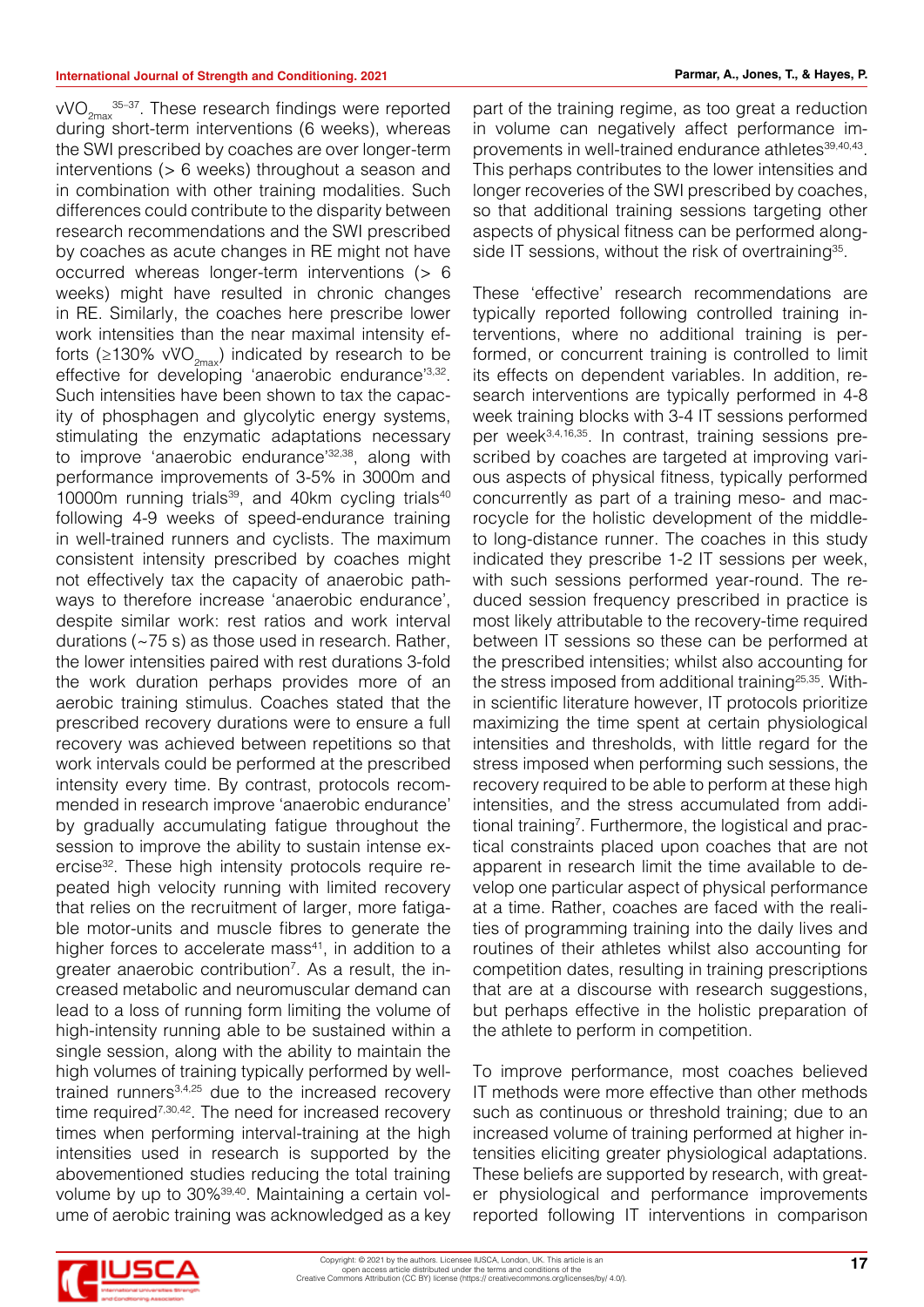$vVO_{2max}$[35–37]. These research findings were reported during short-term interventions (6 weeks), whereas the SWI prescribed by coaches are over longer-term interventions (> 6 weeks) throughout a season and in combination with other training modalities. Such differences could contribute to the disparity between research recommendations and the SWI prescribed by coaches as acute changes in RE might not have occurred whereas longer-term interventions (> 6 weeks) might have resulted in chronic changes in RE. Similarly, the coaches here prescribe lower work intensities than the near maximal intensity efforts (≥130% $vVO_{2max}$) indicated by research to be effective for developing 'anaerobic endurance'[3,32]. Such intensities have been shown to tax the capacity of phosphagen and glycolytic energy systems, stimulating the enzymatic adaptations necessary to improve 'anaerobic endurance'[32,38], along with performance improvements of 3-5% in 3000m and 10000m running trials[39], and 40km cycling trials[40] following 4-9 weeks of speed-endurance training in well-trained runners and cyclists. The maximum consistent intensity prescribed by coaches might not effectively tax the capacity of anaerobic pathways to therefore increase 'anaerobic endurance', despite similar work: rest ratios and work interval durations (~75 s) as those used in research. Rather, the lower intensities paired with rest durations 3-fold the work duration perhaps provides more of an aerobic training stimulus. Coaches stated that the prescribed recovery durations were to ensure a full recovery was achieved between repetitions so that work intervals could be performed at the prescribed intensity every time. By contrast, protocols recommended in research improve 'anaerobic endurance' by gradually accumulating fatigue throughout the session to improve the ability to sustain intense exercise[32]. These high intensity protocols require repeated high velocity running with limited recovery that relies on the recruitment of larger, more fatigable motor-units and muscle fibres to generate the higher forces to accelerate mass[41], in addition to a greater anaerobic contribution[7]. As a result, the increased metabolic and neuromuscular demand can lead to a loss of running form limiting the volume of high-intensity running able to be sustained within a single session, along with the ability to maintain the high volumes of training typically performed by well-trained runners[3,4,25] due to the increased recovery time required[7,30,42]. The need for increased recovery times when performing interval-training at the high intensities used in research is supported by the abovementioned studies reducing the total training volume by up to 30%[39,40]. Maintaining a certain volume of aerobic training was acknowledged as a key part of the training regime, as too great a reduction in volume can negatively affect performance improvements in well-trained endurance athletes[39,40,43]. This perhaps contributes to the lower intensities and longer recoveries of the SWI prescribed by coaches, so that additional training sessions targeting other aspects of physical fitness can be performed alongside IT sessions, without the risk of overtraining[35].

These 'effective' research recommendations are typically reported following controlled training interventions, where no additional training is performed, or concurrent training is controlled to limit its effects on dependent variables. In addition, research interventions are typically performed in 4-8 week training blocks with 3-4 IT sessions performed per week[3,4,16,35]. In contrast, training sessions prescribed by coaches are targeted at improving various aspects of physical fitness, typically performed concurrently as part of a training meso- and macrocycle for the holistic development of the middle- to long-distance runner. The coaches in this study indicated they prescribe 1-2 IT sessions per week, with such sessions performed year-round. The reduced session frequency prescribed in practice is most likely attributable to the recovery-time required between IT sessions so these can be performed at the prescribed intensities; whilst also accounting for the stress imposed from additional training[25,35]. Within scientific literature however, IT protocols prioritize maximizing the time spent at certain physiological intensities and thresholds, with little regard for the stress imposed when performing such sessions, the recovery required to be able to perform at these high intensities, and the stress accumulated from additional training[7]. Furthermore, the logistical and practical constraints placed upon coaches that are not apparent in research limit the time available to develop one particular aspect of physical performance at a time. Rather, coaches are faced with the realities of programming training into the daily lives and routines of their athletes whilst also accounting for competition dates, resulting in training prescriptions that are at a discourse with research suggestions, but perhaps effective in the holistic preparation of the athlete to perform in competition.

To improve performance, most coaches believed IT methods were more effective than other methods such as continuous or threshold training; due to an increased volume of training performed at higher intensities eliciting greater physiological adaptations. These beliefs are supported by research, with greater physiological and performance improvements reported following IT interventions in comparison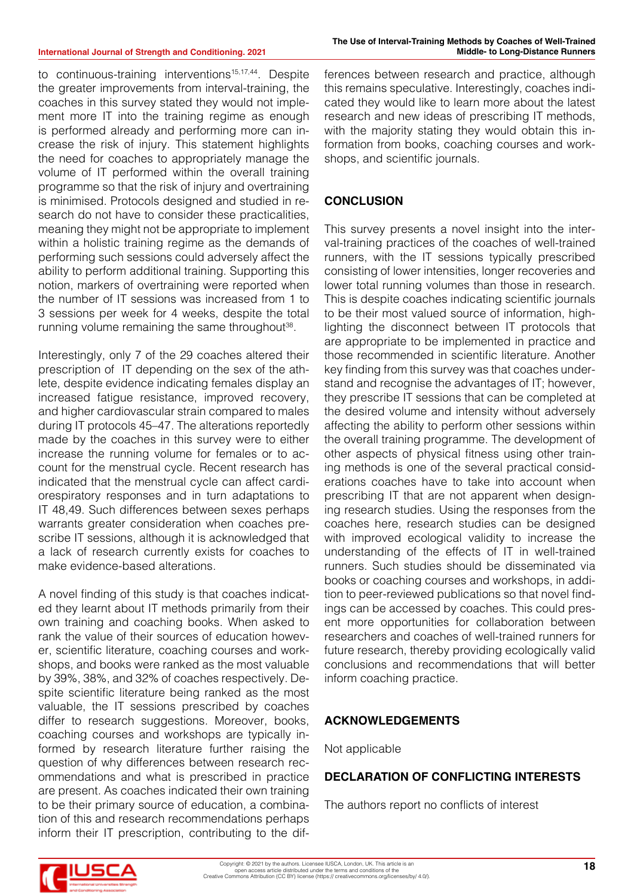to continuous-training interventions[15,17,44]. Despite the greater improvements from interval-training, the coaches in this survey stated they would not implement more IT into the training regime as enough is performed already and performing more can increase the risk of injury. This statement highlights the need for coaches to appropriately manage the volume of IT performed within the overall training programme so that the risk of injury and overtraining is minimised. Protocols designed and studied in research do not have to consider these practicalities, meaning they might not be appropriate to implement within a holistic training regime as the demands of performing such sessions could adversely affect the ability to perform additional training. Supporting this notion, markers of overtraining were reported when the number of IT sessions was increased from 1 to 3 sessions per week for 4 weeks, despite the total running volume remaining the same throughout[38].

Interestingly, only 7 of the 29 coaches altered their prescription of IT depending on the sex of the athlete, despite evidence indicating females display an increased fatigue resistance, improved recovery, and higher cardiovascular strain compared to males during IT protocols 45–47. The alterations reportedly made by the coaches in this survey were to either increase the running volume for females or to account for the menstrual cycle. Recent research has indicated that the menstrual cycle can affect cardiorespiratory responses and in turn adaptations to IT 48,49. Such differences between sexes perhaps warrants greater consideration when coaches prescribe IT sessions, although it is acknowledged that a lack of research currently exists for coaches to make evidence-based alterations.

A novel finding of this study is that coaches indicated they learnt about IT methods primarily from their own training and coaching books. When asked to rank the value of their sources of education however, scientific literature, coaching courses and workshops, and books were ranked as the most valuable by 39%, 38%, and 32% of coaches respectively. Despite scientific literature being ranked as the most valuable, the IT sessions prescribed by coaches differ to research suggestions. Moreover, books, coaching courses and workshops are typically informed by research literature further raising the question of why differences between research recommendations and what is prescribed in practice are present. As coaches indicated their own training to be their primary source of education, a combination of this and research recommendations perhaps inform their IT prescription, contributing to the differences between research and practice, although this remains speculative. Interestingly, coaches indicated they would like to learn more about the latest research and new ideas of prescribing IT methods, with the majority stating they would obtain this information from books, coaching courses and workshops, and scientific journals.

## CONCLUSION

This survey presents a novel insight into the interval-training practices of the coaches of well-trained runners, with the IT sessions typically prescribed consisting of lower intensities, longer recoveries and lower total running volumes than those in research. This is despite coaches indicating scientific journals to be their most valued source of information, highlighting the disconnect between IT protocols that are appropriate to be implemented in practice and those recommended in scientific literature. Another key finding from this survey was that coaches understand and recognise the advantages of IT; however, they prescribe IT sessions that can be completed at the desired volume and intensity without adversely affecting the ability to perform other sessions within the overall training programme. The development of other aspects of physical fitness using other training methods is one of the several practical considerations coaches have to take into account when prescribing IT that are not apparent when designing research studies. Using the responses from the coaches here, research studies can be designed with improved ecological validity to increase the understanding of the effects of IT in well-trained runners. Such studies should be disseminated via books or coaching courses and workshops, in addition to peer-reviewed publications so that novel findings can be accessed by coaches. This could present more opportunities for collaboration between researchers and coaches of well-trained runners for future research, thereby providing ecologically valid conclusions and recommendations that will better inform coaching practice.

## ACKNOWLEDGEMENTS

Not applicable

## DECLARATION OF CONFLICTING INTERESTS

The authors report no conflicts of interest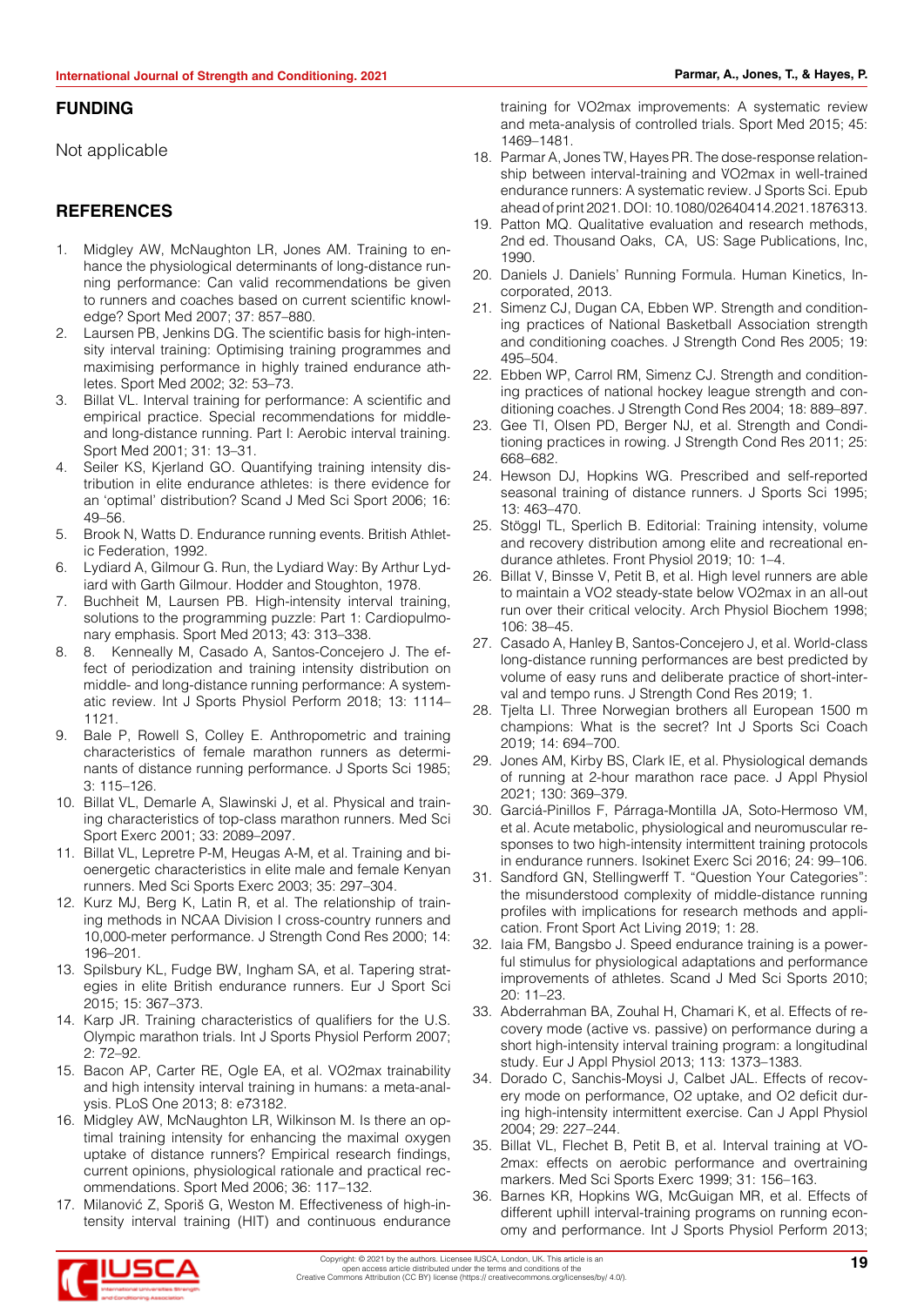## FUNDING

Not applicable

## REFERENCES

1. Midgley AW, McNaughton LR, Jones AM. Training to enhance the physiological determinants of long-distance running performance: Can valid recommendations be given to runners and coaches based on current scientific knowledge? Sport Med 2007; 37: 857–880.
2. Laursen PB, Jenkins DG. The scientific basis for high-intensity interval training: Optimising training programmes and maximising performance in highly trained endurance athletes. Sport Med 2002; 32: 53–73.
3. Billat VL. Interval training for performance: A scientific and empirical practice. Special recommendations for middle- and long-distance running. Part I: Aerobic interval training. Sport Med 2001; 31: 13–31.
4. Seiler KS, Kjerland GO. Quantifying training intensity distribution in elite endurance athletes: is there evidence for an 'optimal' distribution? Scand J Med Sci Sport 2006; 16: 49–56.
5. Brook N, Watts D. Endurance running events. British Athletic Federation, 1992.
6. Lydiard A, Gilmour G. Run, the Lydiard Way: By Arthur Lydiard with Garth Gilmour. Hodder and Stoughton, 1978.
7. Buchheit M, Laursen PB. High-intensity interval training, solutions to the programming puzzle: Part 1: Cardiopulmonary emphasis. Sport Med 2013; 43: 313–338.
8. 8. Kenneally M, Casado A, Santos-Concejero J. The effect of periodization and training intensity distribution on middle- and long-distance running performance: A systematic review. Int J Sports Physiol Perform 2018; 13: 1114–1121.
9. Bale P, Rowell S, Colley E. Anthropometric and training characteristics of female marathon runners as determinants of distance running performance. J Sports Sci 1985; 3: 115–126.
10. Billat VL, Demarle A, Slawinski J, et al. Physical and training characteristics of top-class marathon runners. Med Sci Sport Exerc 2001; 33: 2089–2097.
11. Billat VL, Lepretre P-M, Heugas A-M, et al. Training and bioenergetic characteristics in elite male and female Kenyan runners. Med Sci Sports Exerc 2003; 35: 297–304.
12. Kurz MJ, Berg K, Latin R, et al. The relationship of training methods in NCAA Division I cross-country runners and 10,000-meter performance. J Strength Cond Res 2000; 14: 196–201.
13. Spilsbury KL, Fudge BW, Ingham SA, et al. Tapering strategies in elite British endurance runners. Eur J Sport Sci 2015; 15: 367–373.
14. Karp JR. Training characteristics of qualifiers for the U.S. Olympic marathon trials. Int J Sports Physiol Perform 2007; 2: 72–92.
15. Bacon AP, Carter RE, Ogle EA, et al. VO2max trainability and high intensity interval training in humans: a meta-analysis. PLoS One 2013; 8: e73182.
16. Midgley AW, McNaughton LR, Wilkinson M. Is there an optimal training intensity for enhancing the maximal oxygen uptake of distance runners? Empirical research findings, current opinions, physiological rationale and practical recommendations. Sport Med 2006; 36: 117–132.
17. Milanović Z, Sporiš G, Weston M. Effectiveness of high-intensity interval training (HIT) and continuous endurance training for VO2max improvements: A systematic review and meta-analysis of controlled trials. Sport Med 2015; 45: 1469–1481.
18. Parmar A, Jones TW, Hayes PR. The dose-response relationship between interval-training and VO2max in well-trained endurance runners: A systematic review. J Sports Sci. Epub ahead of print 2021. DOI: 10.1080/02640414.2021.1876313.
19. Patton MQ. Qualitative evaluation and research methods, 2nd ed. Thousand Oaks, CA, US: Sage Publications, Inc, 1990.
20. Daniels J. Daniels' Running Formula. Human Kinetics, Incorporated, 2013.
21. Simenz CJ, Dugan CA, Ebben WP. Strength and conditioning practices of National Basketball Association strength and conditioning coaches. J Strength Cond Res 2005; 19: 495–504.
22. Ebben WP, Carrol RM, Simenz CJ. Strength and conditioning practices of national hockey league strength and conditioning coaches. J Strength Cond Res 2004; 18: 889–897.
23. Gee TI, Olsen PD, Berger NJ, et al. Strength and Conditioning practices in rowing. J Strength Cond Res 2011; 25: 668–682.
24. Hewson DJ, Hopkins WG. Prescribed and self-reported seasonal training of distance runners. J Sports Sci 1995; 13: 463–470.
25. Stöggl TL, Sperlich B. Editorial: Training intensity, volume and recovery distribution among elite and recreational endurance athletes. Front Physiol 2019; 10: 1–4.
26. Billat V, Binsse V, Petit B, et al. High level runners are able to maintain a VO2 steady-state below VO2max in an all-out run over their critical velocity. Arch Physiol Biochem 1998; 106: 38–45.
27. Casado A, Hanley B, Santos-Concejero J, et al. World-class long-distance running performances are best predicted by volume of easy runs and deliberate practice of short-interval and tempo runs. J Strength Cond Res 2019; 1.
28. Tjelta LI. Three Norwegian brothers all European 1500 m champions: What is the secret? Int J Sports Sci Coach 2019; 14: 694–700.
29. Jones AM, Kirby BS, Clark IE, et al. Physiological demands of running at 2-hour marathon race pace. J Appl Physiol 2021; 130: 369–379.
30. Garciá-Pinillos F, Párraga-Montilla JA, Soto-Hermoso VM, et al. Acute metabolic, physiological and neuromuscular responses to two high-intensity intermittent training protocols in endurance runners. Isokinet Exerc Sci 2016; 24: 99–106.
31. Sandford GN, Stellingwerff T. "Question Your Categories": the misunderstood complexity of middle-distance running profiles with implications for research methods and application. Front Sport Act Living 2019; 1: 28.
32. Iaia FM, Bangsbo J. Speed endurance training is a powerful stimulus for physiological adaptations and performance improvements of athletes. Scand J Med Sci Sports 2010; 20: 11–23.
33. Abderrahman BA, Zouhal H, Chamari K, et al. Effects of recovery mode (active vs. passive) on performance during a short high-intensity interval training program: a longitudinal study. Eur J Appl Physiol 2013; 113: 1373–1383.
34. Dorado C, Sanchis-Moysi J, Calbet JAL. Effects of recovery mode on performance, O2 uptake, and O2 deficit during high-intensity intermittent exercise. Can J Appl Physiol 2004; 29: 227–244.
35. Billat VL, Flechet B, Petit B, et al. Interval training at VO2max: effects on aerobic performance and overtraining markers. Med Sci Sports Exerc 1999; 31: 156–163.
36. Barnes KR, Hopkins WG, McGuigan MR, et al. Effects of different uphill interval-training programs on running economy and performance. Int J Sports Physiol Perform 2013;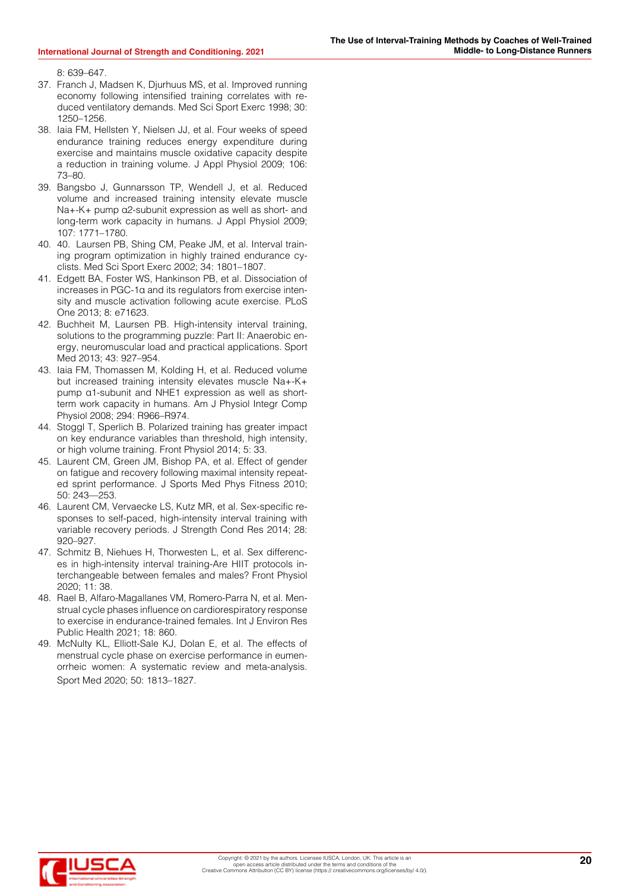8: 639–647.

37. Franch J, Madsen K, Djurhuus MS, et al. Improved running economy following intensified training correlates with reduced ventilatory demands. Med Sci Sport Exerc 1998; 30: 1250–1256.
38. Iaia FM, Hellsten Y, Nielsen JJ, et al. Four weeks of speed endurance training reduces energy expenditure during exercise and maintains muscle oxidative capacity despite a reduction in training volume. J Appl Physiol 2009; 106: 73–80.
39. Bangsbo J, Gunnarsson TP, Wendell J, et al. Reduced volume and increased training intensity elevate muscle Na+-K+ pump α2-subunit expression as well as short- and long-term work capacity in humans. J Appl Physiol 2009; 107: 1771–1780.
40. 40. Laursen PB, Shing CM, Peake JM, et al. Interval training program optimization in highly trained endurance cyclists. Med Sci Sport Exerc 2002; 34: 1801–1807.
41. Edgett BA, Foster WS, Hankinson PB, et al. Dissociation of increases in PGC-1α and its regulators from exercise intensity and muscle activation following acute exercise. PLoS One 2013; 8: e71623.
42. Buchheit M, Laursen PB. High-intensity interval training, solutions to the programming puzzle: Part II: Anaerobic energy, neuromuscular load and practical applications. Sport Med 2013; 43: 927–954.
43. Iaia FM, Thomassen M, Kolding H, et al. Reduced volume but increased training intensity elevates muscle Na+-K+ pump α1-subunit and NHE1 expression as well as short-term work capacity in humans. Am J Physiol Integr Comp Physiol 2008; 294: R966–R974.
44. Stoggl T, Sperlich B. Polarized training has greater impact on key endurance variables than threshold, high intensity, or high volume training. Front Physiol 2014; 5: 33.
45. Laurent CM, Green JM, Bishop PA, et al. Effect of gender on fatigue and recovery following maximal intensity repeated sprint performance. J Sports Med Phys Fitness 2010; 50: 243—253.
46. Laurent CM, Vervaecke LS, Kutz MR, et al. Sex-specific responses to self-paced, high-intensity interval training with variable recovery periods. J Strength Cond Res 2014; 28: 920–927.
47. Schmitz B, Niehues H, Thorwesten L, et al. Sex differences in high-intensity interval training-Are HIIT protocols interchangeable between females and males? Front Physiol 2020; 11: 38.
48. Rael B, Alfaro-Magallanes VM, Romero-Parra N, et al. Menstrual cycle phases influence on cardiorespiratory response to exercise in endurance-trained females. Int J Environ Res Public Health 2021; 18: 860.
49. McNulty KL, Elliott-Sale KJ, Dolan E, et al. The effects of menstrual cycle phase on exercise performance in eumenorrheic women: A systematic review and meta-analysis. Sport Med 2020; 50: 1813–1827.